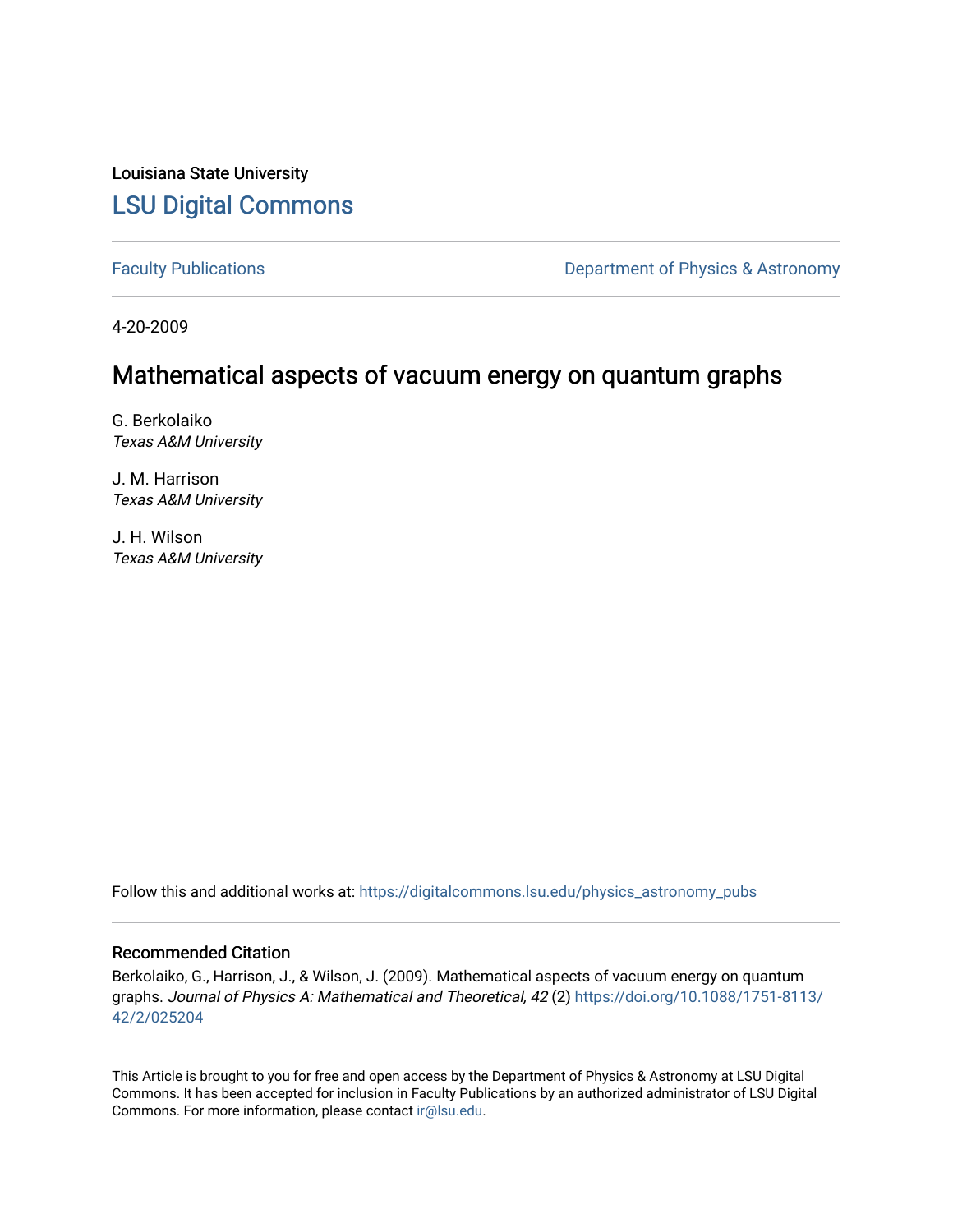Louisiana State University

# LSU Digital Commons

Faculty Publications | Department of Physics & Astronomy

4-20-2009

## Mathematical aspects of vacuum energy on quantum graphs

G. Berkolaiko
*Texas A&M University*

J. M. Harrison
*Texas A&M University*

J. H. Wilson
*Texas A&M University*

Follow this and additional works at: https://digitalcommons.lsu.edu/physics_astronomy_pubs

### Recommended Citation

Berkolaiko, G., Harrison, J., & Wilson, J. (2009). Mathematical aspects of vacuum energy on quantum graphs. *Journal of Physics A: Mathematical and Theoretical, 42* (2) https://doi.org/10.1088/1751-8113/42/2/025204

This Article is brought to you for free and open access by the Department of Physics & Astronomy at LSU Digital Commons. It has been accepted for inclusion in Faculty Publications by an authorized administrator of LSU Digital Commons. For more information, please contact ir@lsu.edu.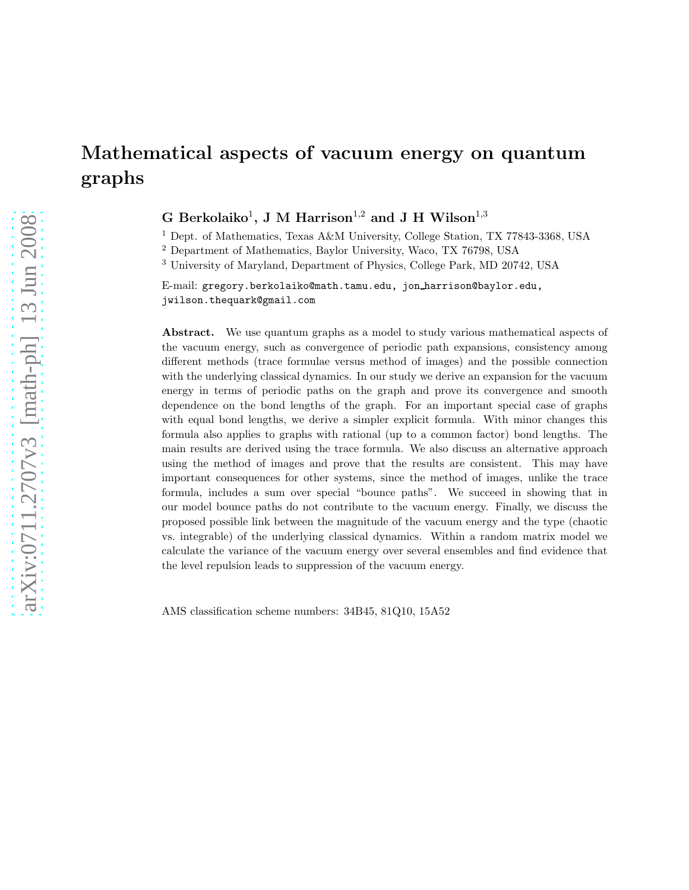# Mathematical aspects of vacuum energy on quantum graphs

**G Berkolaiko**[1], **J M Harrison**[1,2] **and J H Wilson**[1,3]

[1] Dept. of Mathematics, Texas A&M University, College Station, TX 77843-3368, USA

[2] Department of Mathematics, Baylor University, Waco, TX 76798, USA

[3] University of Maryland, Department of Physics, College Park, MD 20742, USA

E-mail: gregory.berkolaiko@math.tamu.edu, jon_harrison@baylor.edu, jwilson.thequark@gmail.com

**Abstract.** We use quantum graphs as a model to study various mathematical aspects of the vacuum energy, such as convergence of periodic path expansions, consistency among different methods (trace formulae versus method of images) and the possible connection with the underlying classical dynamics. In our study we derive an expansion for the vacuum energy in terms of periodic paths on the graph and prove its convergence and smooth dependence on the bond lengths of the graph. For an important special case of graphs with equal bond lengths, we derive a simpler explicit formula. With minor changes this formula also applies to graphs with rational (up to a common factor) bond lengths. The main results are derived using the trace formula. We also discuss an alternative approach using the method of images and prove that the results are consistent. This may have important consequences for other systems, since the method of images, unlike the trace formula, includes a sum over special "bounce paths". We succeed in showing that in our model bounce paths do not contribute to the vacuum energy. Finally, we discuss the proposed possible link between the magnitude of the vacuum energy and the type (chaotic vs. integrable) of the underlying classical dynamics. Within a random matrix model we calculate the variance of the vacuum energy over several ensembles and find evidence that the level repulsion leads to suppression of the vacuum energy.

AMS classification scheme numbers: 34B45, 81Q10, 15A52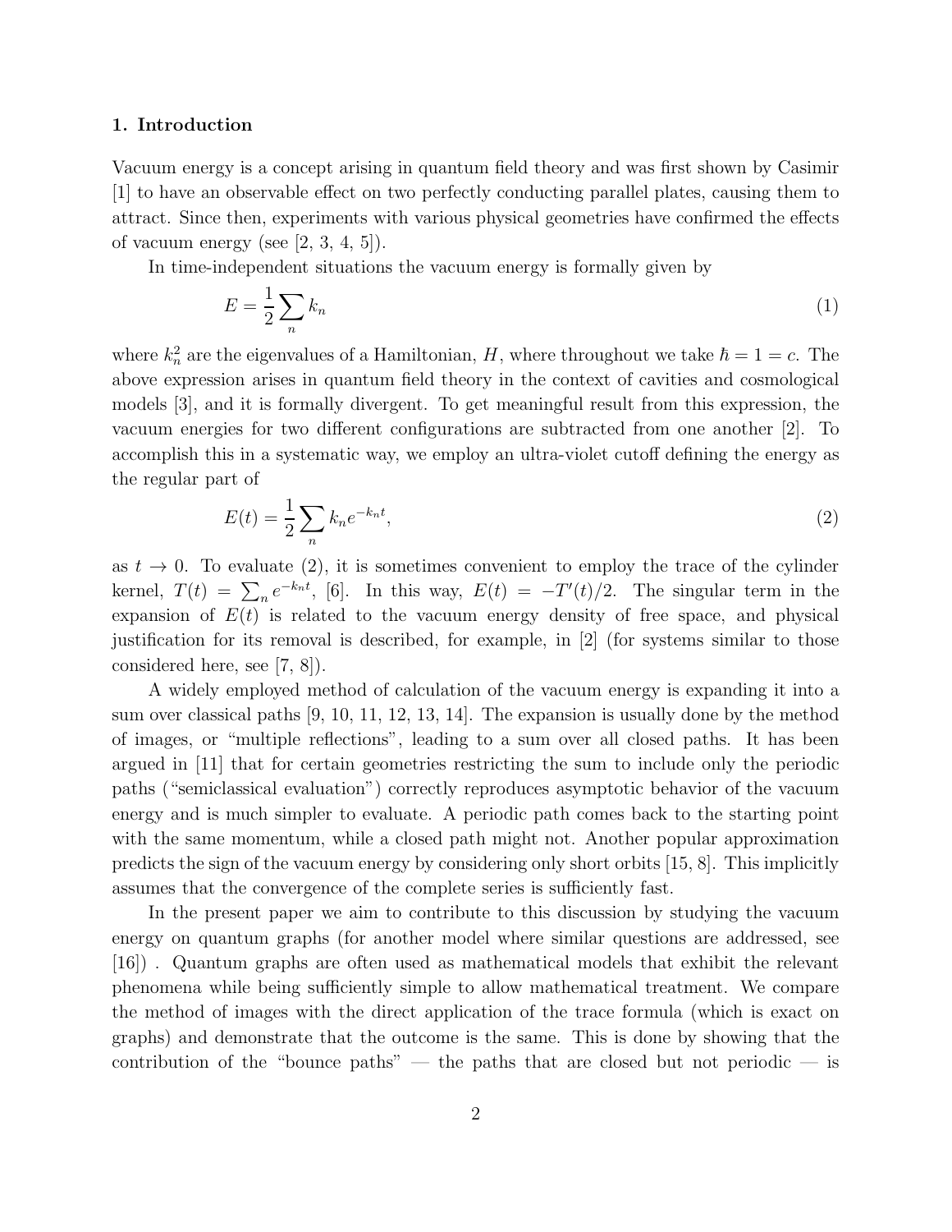## 1. Introduction

Vacuum energy is a concept arising in quantum field theory and was first shown by Casimir [1] to have an observable effect on two perfectly conducting parallel plates, causing them to attract. Since then, experiments with various physical geometries have confirmed the effects of vacuum energy (see [2, 3, 4, 5]).

In time-independent situations the vacuum energy is formally given by

$$E = \frac{1}{2}\sum_n k_n \tag{1}$$

where $k_n^2$ are the eigenvalues of a Hamiltonian, $H$, where throughout we take $\hbar = 1 = c$. The above expression arises in quantum field theory in the context of cavities and cosmological models [3], and it is formally divergent. To get meaningful result from this expression, the vacuum energies for two different configurations are subtracted from one another [2]. To accomplish this in a systematic way, we employ an ultra-violet cutoff defining the energy as the regular part of

$$E(t) = \frac{1}{2}\sum_n k_n e^{-k_n t}, \tag{2}$$

as $t \to 0$. To evaluate (2), it is sometimes convenient to employ the trace of the cylinder kernel, $T(t) = \sum_n e^{-k_n t}$, [6]. In this way, $E(t) = -T'(t)/2$. The singular term in the expansion of $E(t)$ is related to the vacuum energy density of free space, and physical justification for its removal is described, for example, in [2] (for systems similar to those considered here, see [7, 8]).

A widely employed method of calculation of the vacuum energy is expanding it into a sum over classical paths [9, 10, 11, 12, 13, 14]. The expansion is usually done by the method of images, or "multiple reflections", leading to a sum over all closed paths. It has been argued in [11] that for certain geometries restricting the sum to include only the periodic paths ("semiclassical evaluation") correctly reproduces asymptotic behavior of the vacuum energy and is much simpler to evaluate. A periodic path comes back to the starting point with the same momentum, while a closed path might not. Another popular approximation predicts the sign of the vacuum energy by considering only short orbits [15, 8]. This implicitly assumes that the convergence of the complete series is sufficiently fast.

In the present paper we aim to contribute to this discussion by studying the vacuum energy on quantum graphs (for another model where similar questions are addressed, see [16]) . Quantum graphs are often used as mathematical models that exhibit the relevant phenomena while being sufficiently simple to allow mathematical treatment. We compare the method of images with the direct application of the trace formula (which is exact on graphs) and demonstrate that the outcome is the same. This is done by showing that the contribution of the "bounce paths" — the paths that are closed but not periodic — is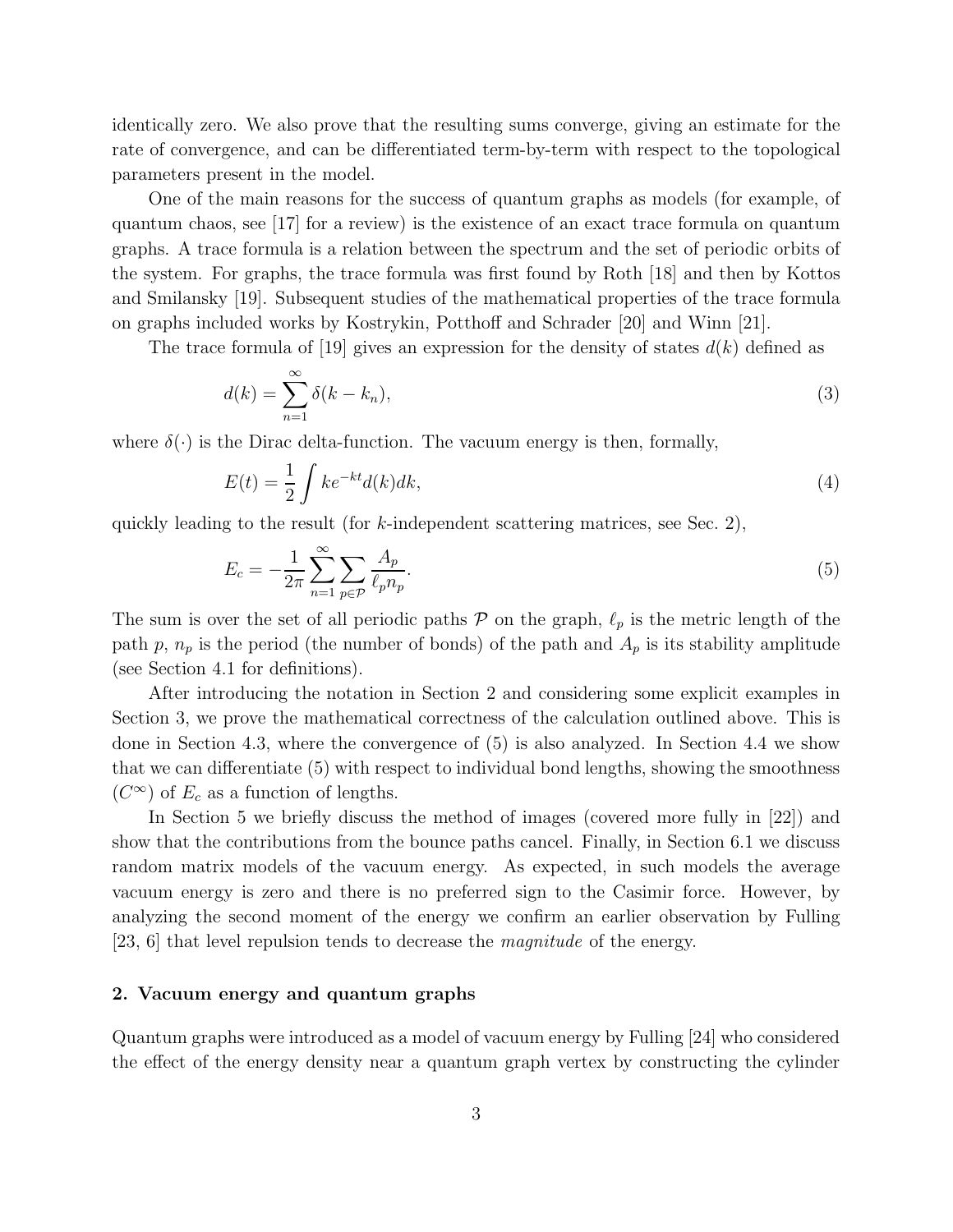identically zero. We also prove that the resulting sums converge, giving an estimate for the rate of convergence, and can be differentiated term-by-term with respect to the topological parameters present in the model.

One of the main reasons for the success of quantum graphs as models (for example, of quantum chaos, see [17] for a review) is the existence of an exact trace formula on quantum graphs. A trace formula is a relation between the spectrum and the set of periodic orbits of the system. For graphs, the trace formula was first found by Roth [18] and then by Kottos and Smilansky [19]. Subsequent studies of the mathematical properties of the trace formula on graphs included works by Kostrykin, Potthoff and Schrader [20] and Winn [21].

The trace formula of [19] gives an expression for the density of states $d(k)$ defined as

$$d(k) = \sum_{n=1}^{\infty} \delta(k - k_n), \tag{3}$$

where $\delta(\cdot)$ is the Dirac delta-function. The vacuum energy is then, formally,

$$E(t) = \frac{1}{2} \int k e^{-kt} d(k) dk, \tag{4}$$

quickly leading to the result (for $k$-independent scattering matrices, see Sec. 2),

$$E_c = -\frac{1}{2\pi} \sum_{n=1}^{\infty} \sum_{p \in \mathcal{P}} \frac{A_p}{\ell_p n_p}. \tag{5}$$

The sum is over the set of all periodic paths $\mathcal{P}$ on the graph, $\ell_p$ is the metric length of the path $p$, $n_p$ is the period (the number of bonds) of the path and $A_p$ is its stability amplitude (see Section 4.1 for definitions).

After introducing the notation in Section 2 and considering some explicit examples in Section 3, we prove the mathematical correctness of the calculation outlined above. This is done in Section 4.3, where the convergence of (5) is also analyzed. In Section 4.4 we show that we can differentiate (5) with respect to individual bond lengths, showing the smoothness ($C^{\infty}$) of $E_c$ as a function of lengths.

In Section 5 we briefly discuss the method of images (covered more fully in [22]) and show that the contributions from the bounce paths cancel. Finally, in Section 6.1 we discuss random matrix models of the vacuum energy. As expected, in such models the average vacuum energy is zero and there is no preferred sign to the Casimir force. However, by analyzing the second moment of the energy we confirm an earlier observation by Fulling [23, 6] that level repulsion tends to decrease the *magnitude* of the energy.

## 2. Vacuum energy and quantum graphs

Quantum graphs were introduced as a model of vacuum energy by Fulling [24] who considered the effect of the energy density near a quantum graph vertex by constructing the cylinder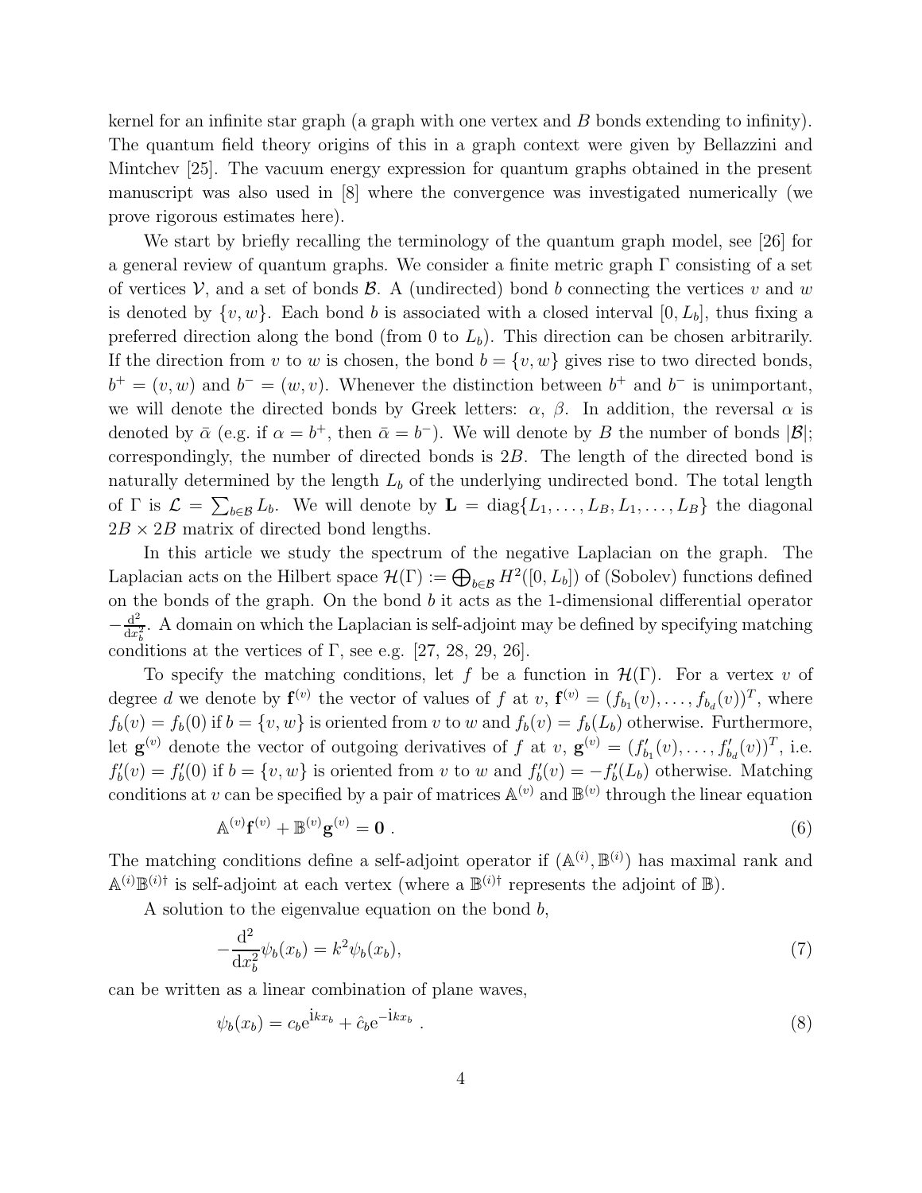kernel for an infinite star graph (a graph with one vertex and $B$ bonds extending to infinity). The quantum field theory origins of this in a graph context were given by Bellazzini and Mintchev [25]. The vacuum energy expression for quantum graphs obtained in the present manuscript was also used in [8] where the convergence was investigated numerically (we prove rigorous estimates here).

We start by briefly recalling the terminology of the quantum graph model, see [26] for a general review of quantum graphs. We consider a finite metric graph $\Gamma$ consisting of a set of vertices $\mathcal{V}$, and a set of bonds $\mathcal{B}$. A (undirected) bond $b$ connecting the vertices $v$ and $w$ is denoted by $\{v, w\}$. Each bond $b$ is associated with a closed interval $[0, L_b]$, thus fixing a preferred direction along the bond (from 0 to $L_b$). This direction can be chosen arbitrarily. If the direction from $v$ to $w$ is chosen, the bond $b = \{v, w\}$ gives rise to two directed bonds, $b^+ = (v, w)$ and $b^- = (w, v)$. Whenever the distinction between $b^+$ and $b^-$ is unimportant, we will denote the directed bonds by Greek letters: $\alpha$, $\beta$. In addition, the reversal $\alpha$ is denoted by $\bar{\alpha}$ (e.g. if $\alpha = b^+$, then $\bar{\alpha} = b^-$). We will denote by $B$ the number of bonds $|\mathcal{B}|$; correspondingly, the number of directed bonds is $2B$. The length of the directed bond is naturally determined by the length $L_b$ of the underlying undirected bond. The total length of $\Gamma$ is $\mathcal{L} = \sum_{b \in \mathcal{B}} L_b$. We will denote by $\mathbf{L} = \mathrm{diag}\{L_1, \ldots, L_B, L_1, \ldots, L_B\}$ the diagonal $2B \times 2B$ matrix of directed bond lengths.

In this article we study the spectrum of the negative Laplacian on the graph. The Laplacian acts on the Hilbert space $\mathcal{H}(\Gamma) := \bigoplus_{b \in \mathcal{B}} H^2([0, L_b])$ of (Sobolev) functions defined on the bonds of the graph. On the bond $b$ it acts as the 1-dimensional differential operator $-\frac{\mathrm{d}^2}{\mathrm{d}x_b^2}$. A domain on which the Laplacian is self-adjoint may be defined by specifying matching conditions at the vertices of $\Gamma$, see e.g. [27, 28, 29, 26].

To specify the matching conditions, let $f$ be a function in $\mathcal{H}(\Gamma)$. For a vertex $v$ of degree $d$ we denote by $\mathbf{f}^{(v)}$ the vector of values of $f$ at $v$, $\mathbf{f}^{(v)} = (f_{b_1}(v), \ldots, f_{b_d}(v))^T$, where $f_b(v) = f_b(0)$ if $b = \{v, w\}$ is oriented from $v$ to $w$ and $f_b(v) = f_b(L_b)$ otherwise. Furthermore, let $\mathbf{g}^{(v)}$ denote the vector of outgoing derivatives of $f$ at $v$, $\mathbf{g}^{(v)} = (f'_{b_1}(v), \ldots, f'_{b_d}(v))^T$, i.e. $f'_b(v) = f'_b(0)$ if $b = \{v, w\}$ is oriented from $v$ to $w$ and $f'_b(v) = -f'_b(L_b)$ otherwise. Matching conditions at $v$ can be specified by a pair of matrices $\mathbb{A}^{(v)}$ and $\mathbb{B}^{(v)}$ through the linear equation

$$\mathbb{A}^{(v)}\mathbf{f}^{(v)} + \mathbb{B}^{(v)}\mathbf{g}^{(v)} = \mathbf{0} \ . \tag{6}$$

The matching conditions define a self-adjoint operator if $(\mathbb{A}^{(i)}, \mathbb{B}^{(i)})$ has maximal rank and $\mathbb{A}^{(i)}\mathbb{B}^{(i)\dagger}$ is self-adjoint at each vertex (where a $\mathbb{B}^{(i)\dagger}$ represents the adjoint of $\mathbb{B}$).

A solution to the eigenvalue equation on the bond $b$,

$$-\frac{\mathrm{d}^2}{\mathrm{d}x_b^2}\psi_b(x_b) = k^2\psi_b(x_b), \tag{7}$$

can be written as a linear combination of plane waves,

$$\psi_b(x_b) = c_b \mathrm{e}^{\mathrm{i}kx_b} + \hat{c}_b \mathrm{e}^{-\mathrm{i}kx_b} \ . \tag{8}$$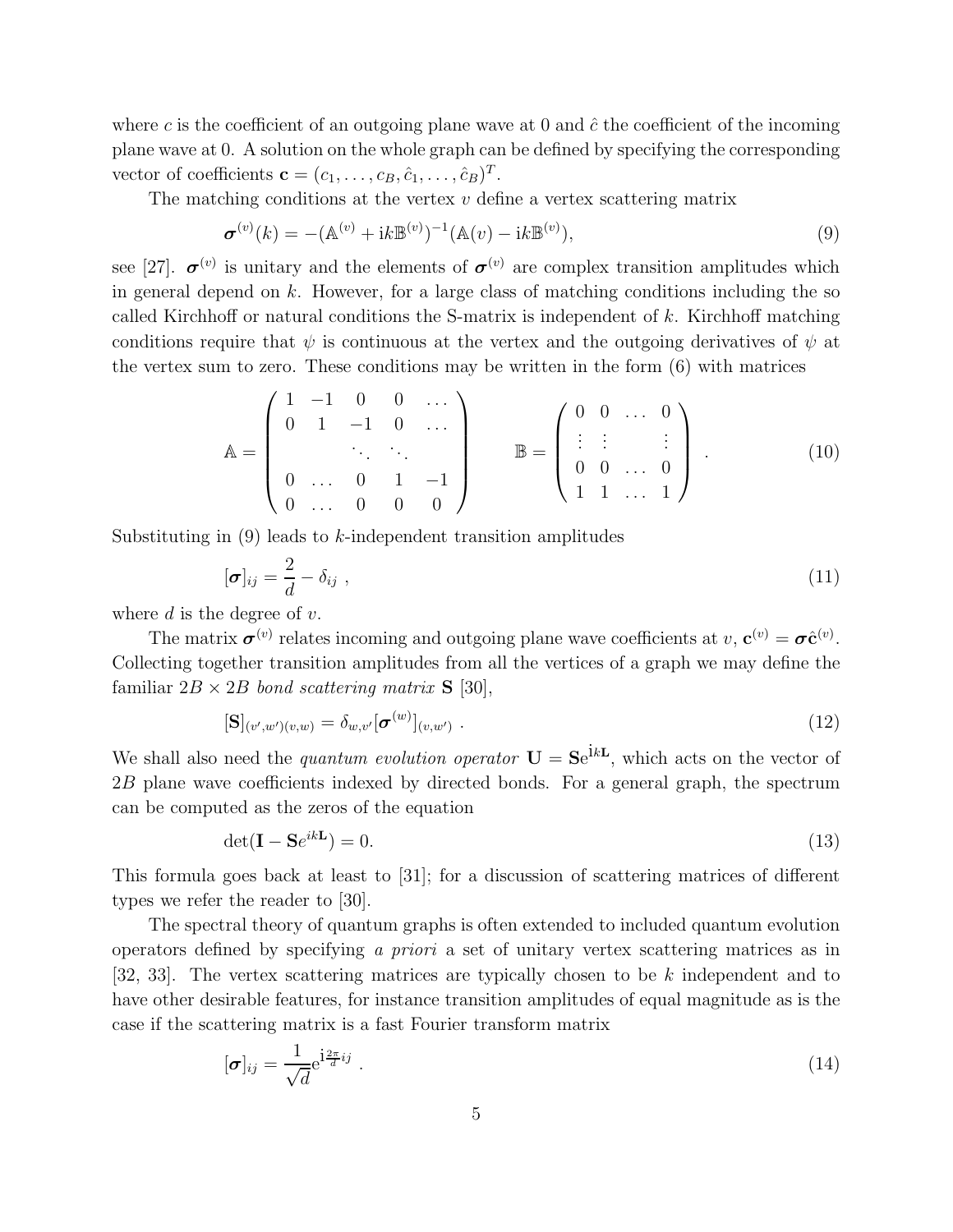where $c$ is the coefficient of an outgoing plane wave at 0 and $\hat{c}$ the coefficient of the incoming plane wave at 0. A solution on the whole graph can be defined by specifying the corresponding vector of coefficients $\mathbf{c} = (c_1, \dots, c_B, \hat{c}_1, \dots, \hat{c}_B)^T$.

The matching conditions at the vertex $v$ define a vertex scattering matrix

$$\boldsymbol{\sigma}^{(v)}(k) = -(\mathbb{A}^{(v)} + \mathrm{i}k\mathbb{B}^{(v)})^{-1}(\mathbb{A}(v) - \mathrm{i}k\mathbb{B}^{(v)}), \tag{9}$$

see [27]. $\boldsymbol{\sigma}^{(v)}$ is unitary and the elements of $\boldsymbol{\sigma}^{(v)}$ are complex transition amplitudes which in general depend on $k$. However, for a large class of matching conditions including the so called Kirchhoff or natural conditions the S-matrix is independent of $k$. Kirchhoff matching conditions require that $\psi$ is continuous at the vertex and the outgoing derivatives of $\psi$ at the vertex sum to zero. These conditions may be written in the form (6) with matrices

$$\mathbb{A} = \begin{pmatrix} 1 & -1 & 0 & 0 & \dots \\ 0 & 1 & -1 & 0 & \dots \\ & & \ddots & \ddots & \\ 0 & \dots & 0 & 1 & -1 \\ 0 & \dots & 0 & 0 & 0 \end{pmatrix} \qquad \mathbb{B} = \begin{pmatrix} 0 & 0 & \dots & 0 \\ \vdots & \vdots & & \vdots \\ 0 & 0 & \dots & 0 \\ 1 & 1 & \dots & 1 \end{pmatrix} . \tag{10}$$

Substituting in (9) leads to $k$-independent transition amplitudes

$$[\boldsymbol{\sigma}]_{ij} = \frac{2}{d} - \delta_{ij} \ , \tag{11}$$

where $d$ is the degree of $v$.

The matrix $\boldsymbol{\sigma}^{(v)}$ relates incoming and outgoing plane wave coefficients at $v$, $\mathbf{c}^{(v)} = \boldsymbol{\sigma}\hat{\mathbf{c}}^{(v)}$. Collecting together transition amplitudes from all the vertices of a graph we may define the familiar $2B \times 2B$ *bond scattering matrix* $\mathbf{S}$ [30],

$$[\mathbf{S}]_{(v',w')(v,w)} = \delta_{w,v'}[\boldsymbol{\sigma}^{(w)}]_{(v,w')} \ . \tag{12}$$

We shall also need the *quantum evolution operator* $\mathbf{U} = \mathbf{S}\mathrm{e}^{\mathrm{i}k\mathbf{L}}$, which acts on the vector of $2B$ plane wave coefficients indexed by directed bonds. For a general graph, the spectrum can be computed as the zeros of the equation

$$\det(\mathbf{I} - \mathbf{S}e^{ik\mathbf{L}}) = 0. \tag{13}$$

This formula goes back at least to [31]; for a discussion of scattering matrices of different types we refer the reader to [30].

The spectral theory of quantum graphs is often extended to included quantum evolution operators defined by specifying *a priori* a set of unitary vertex scattering matrices as in [32, 33]. The vertex scattering matrices are typically chosen to be $k$ independent and to have other desirable features, for instance transition amplitudes of equal magnitude as is the case if the scattering matrix is a fast Fourier transform matrix

$$[\boldsymbol{\sigma}]_{ij} = \frac{1}{\sqrt{d}}\mathrm{e}^{\mathrm{i}\frac{2\pi}{d}ij} \ . \tag{14}$$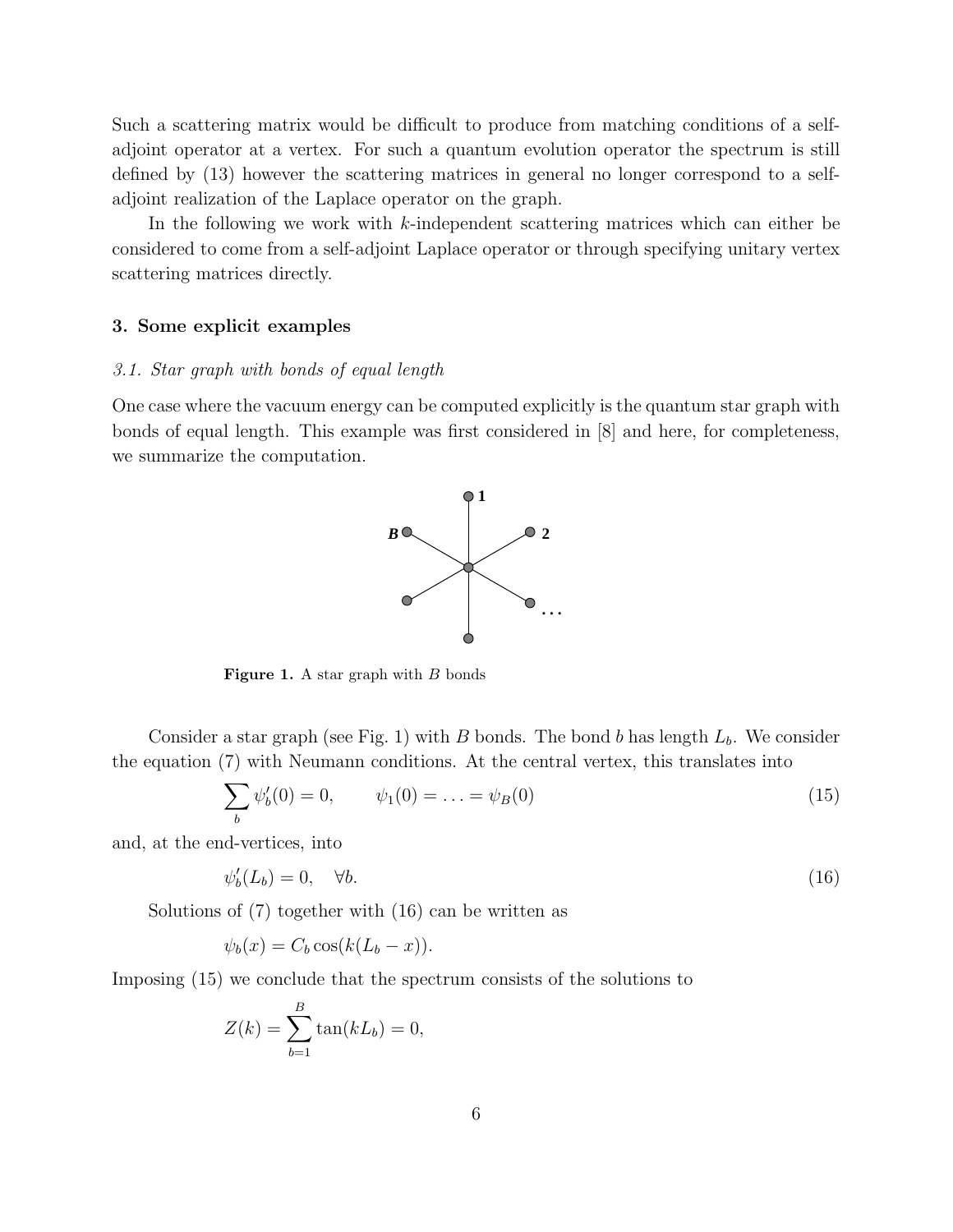Such a scattering matrix would be difficult to produce from matching conditions of a self-adjoint operator at a vertex. For such a quantum evolution operator the spectrum is still defined by (13) however the scattering matrices in general no longer correspond to a self-adjoint realization of the Laplace operator on the graph.

In the following we work with $k$-independent scattering matrices which can either be considered to come from a self-adjoint Laplace operator or through specifying unitary vertex scattering matrices directly.

## 3. Some explicit examples

### *3.1. Star graph with bonds of equal length*

One case where the vacuum energy can be computed explicitly is the quantum star graph with bonds of equal length. This example was first considered in [8] and here, for completeness, we summarize the computation.

**Figure 1.** A star graph with $B$ bonds

Consider a star graph (see Fig. 1) with $B$ bonds. The bond $b$ has length $L_b$. We consider the equation (7) with Neumann conditions. At the central vertex, this translates into

$$\sum_b \psi_b'(0) = 0, \qquad \psi_1(0) = \ldots = \psi_B(0) \tag{15}$$

and, at the end-vertices, into

$$\psi_b'(L_b) = 0, \quad \forall b. \tag{16}$$

Solutions of (7) together with (16) can be written as

$$\psi_b(x) = C_b \cos(k(L_b - x)).$$

Imposing (15) we conclude that the spectrum consists of the solutions to

$$Z(k) = \sum_{b=1}^{B} \tan(kL_b) = 0,$$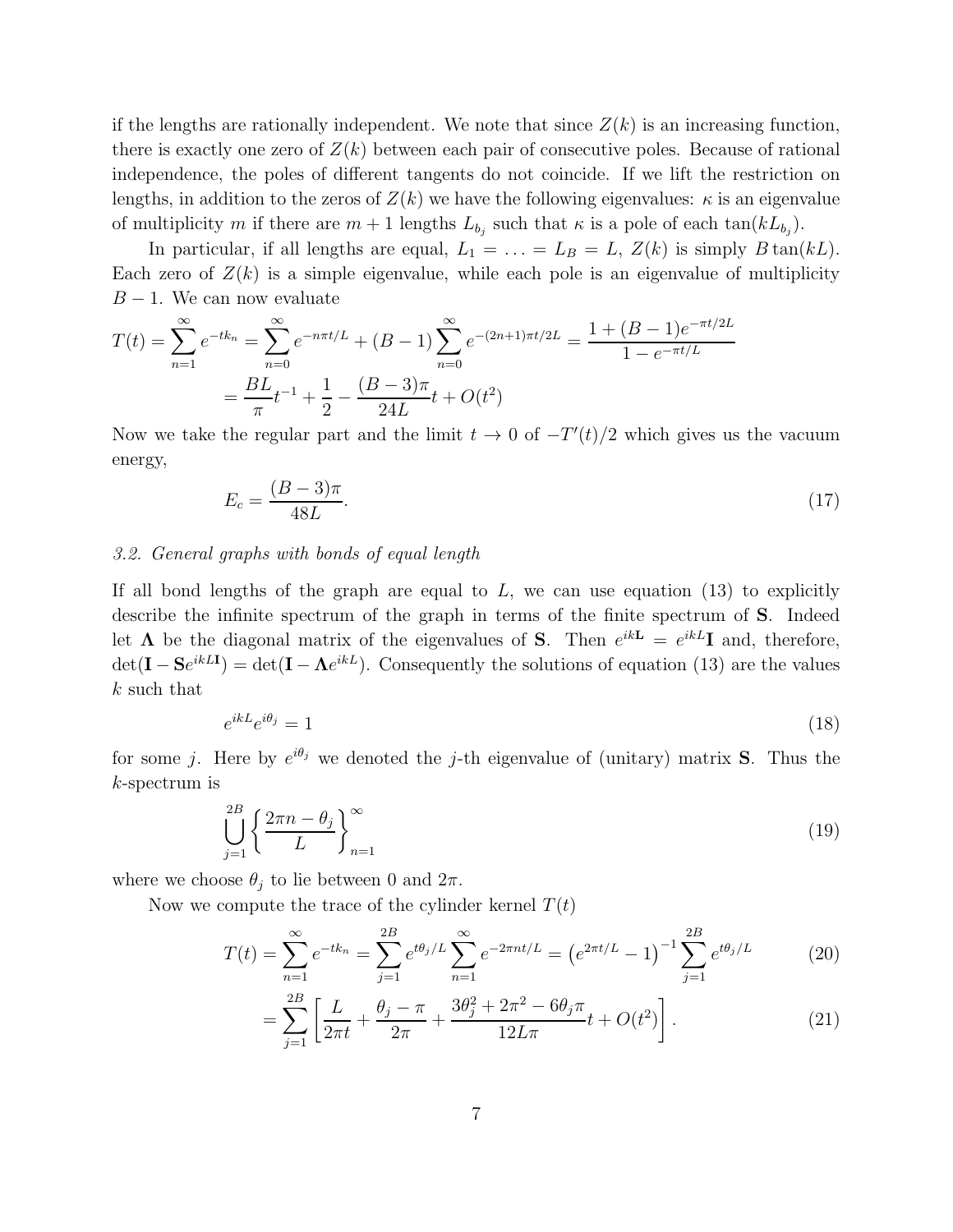if the lengths are rationally independent. We note that since $Z(k)$ is an increasing function, there is exactly one zero of $Z(k)$ between each pair of consecutive poles. Because of rational independence, the poles of different tangents do not coincide. If we lift the restriction on lengths, in addition to the zeros of $Z(k)$ we have the following eigenvalues: $\kappa$ is an eigenvalue of multiplicity $m$ if there are $m+1$ lengths $L_{b_j}$ such that $\kappa$ is a pole of each $\tan(kL_{b_j})$.

In particular, if all lengths are equal, $L_1 = \ldots = L_B = L$, $Z(k)$ is simply $B\tan(kL)$. Each zero of $Z(k)$ is a simple eigenvalue, while each pole is an eigenvalue of multiplicity $B-1$. We can now evaluate

$$
\begin{aligned}
T(t) = \sum_{n=1}^{\infty} e^{-tk_n} &= \sum_{n=0}^{\infty} e^{-n\pi t/L} + (B-1)\sum_{n=0}^{\infty} e^{-(2n+1)\pi t/2L} = \frac{1+(B-1)e^{-\pi t/2L}}{1-e^{-\pi t/L}} \\
&= \frac{BL}{\pi}t^{-1} + \frac{1}{2} - \frac{(B-3)\pi}{24L}t + O(t^2)
\end{aligned}
$$

Now we take the regular part and the limit $t \to 0$ of $-T'(t)/2$ which gives us the vacuum energy,

$$
E_c = \frac{(B-3)\pi}{48L}. \tag{17}
$$

### *3.2. General graphs with bonds of equal length*

If all bond lengths of the graph are equal to $L$, we can use equation (13) to explicitly describe the infinite spectrum of the graph in terms of the finite spectrum of $\mathbf{S}$. Indeed let $\mathbf{\Lambda}$ be the diagonal matrix of the eigenvalues of $\mathbf{S}$. Then $e^{ik\mathbf{L}} = e^{ikL}\mathbf{I}$ and, therefore, $\det(\mathbf{I} - \mathbf{S}e^{ikL\mathbf{I}}) = \det(\mathbf{I} - \mathbf{\Lambda}e^{ikL})$. Consequently the solutions of equation (13) are the values $k$ such that

$$
e^{ikL}e^{i\theta_j} = 1 \tag{18}
$$

for some $j$. Here by $e^{i\theta_j}$ we denoted the $j$-th eigenvalue of (unitary) matrix $\mathbf{S}$. Thus the $k$-spectrum is

$$
\bigcup_{j=1}^{2B} \left\{ \frac{2\pi n - \theta_j}{L} \right\}_{n=1}^{\infty} \tag{19}
$$

where we choose $\theta_j$ to lie between 0 and $2\pi$.

Now we compute the trace of the cylinder kernel $T(t)$

$$
T(t) = \sum_{n=1}^{\infty} e^{-tk_n} = \sum_{j=1}^{2B} e^{t\theta_j/L} \sum_{n=1}^{\infty} e^{-2\pi n t/L} = \left(e^{2\pi t/L} - 1\right)^{-1} \sum_{j=1}^{2B} e^{t\theta_j/L} \tag{20}
$$

$$
= \sum_{j=1}^{2B} \left[ \frac{L}{2\pi t} + \frac{\theta_j - \pi}{2\pi} + \frac{3\theta_j^2 + 2\pi^2 - 6\theta_j\pi}{12L\pi}t + O(t^2) \right]. \tag{21}
$$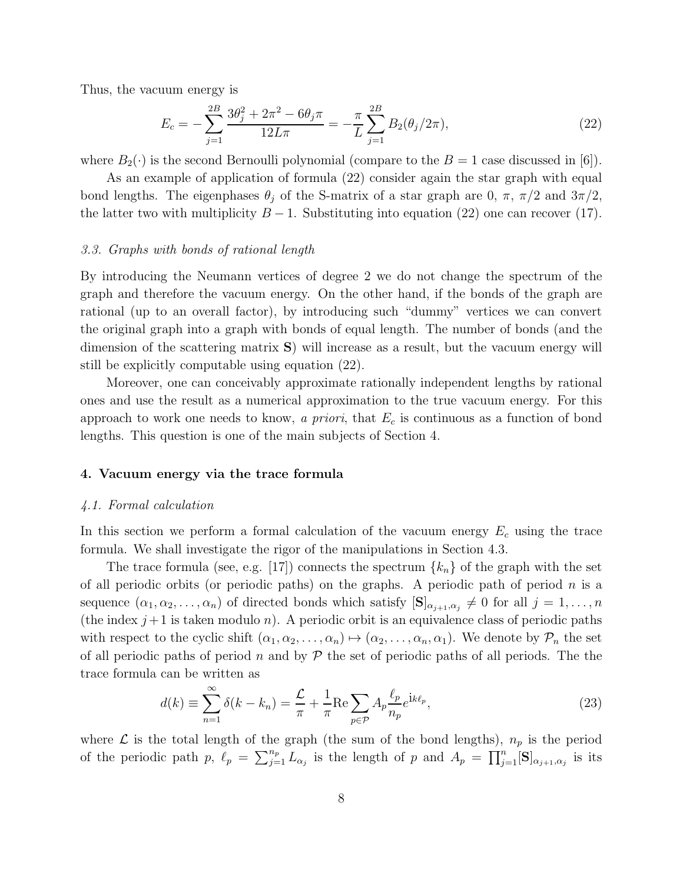Thus, the vacuum energy is

$$E_c = -\sum_{j=1}^{2B} \frac{3\theta_j^2 + 2\pi^2 - 6\theta_j \pi}{12L\pi} = -\frac{\pi}{L}\sum_{j=1}^{2B} B_2(\theta_j/2\pi), \tag{22}$$

where $B_2(\cdot)$ is the second Bernoulli polynomial (compare to the $B=1$ case discussed in [6]).

As an example of application of formula (22) consider again the star graph with equal bond lengths. The eigenphases $\theta_j$ of the S-matrix of a star graph are $0$, $\pi$, $\pi/2$ and $3\pi/2$, the latter two with multiplicity $B-1$. Substituting into equation (22) one can recover (17).

### *3.3. Graphs with bonds of rational length*

By introducing the Neumann vertices of degree 2 we do not change the spectrum of the graph and therefore the vacuum energy. On the other hand, if the bonds of the graph are rational (up to an overall factor), by introducing such "dummy" vertices we can convert the original graph into a graph with bonds of equal length. The number of bonds (and the dimension of the scattering matrix $\mathbf{S}$) will increase as a result, but the vacuum energy will still be explicitly computable using equation (22).

Moreover, one can conceivably approximate rationally independent lengths by rational ones and use the result as a numerical approximation to the true vacuum energy. For this approach to work one needs to know, *a priori*, that $E_c$ is continuous as a function of bond lengths. This question is one of the main subjects of Section 4.

## 4. Vacuum energy via the trace formula

### *4.1. Formal calculation*

In this section we perform a formal calculation of the vacuum energy $E_c$ using the trace formula. We shall investigate the rigor of the manipulations in Section 4.3.

The trace formula (see, e.g. [17]) connects the spectrum $\{k_n\}$ of the graph with the set of all periodic orbits (or periodic paths) on the graphs. A periodic path of period $n$ is a sequence $(\alpha_1, \alpha_2, \ldots, \alpha_n)$ of directed bonds which satisfy $[\mathbf{S}]_{\alpha_{j+1},\alpha_j} \neq 0$ for all $j = 1, \ldots, n$ (the index $j+1$ is taken modulo $n$). A periodic orbit is an equivalence class of periodic paths with respect to the cyclic shift $(\alpha_1, \alpha_2, \ldots, \alpha_n) \mapsto (\alpha_2, \ldots, \alpha_n, \alpha_1)$. We denote by $\mathcal{P}_n$ the set of all periodic paths of period $n$ and by $\mathcal{P}$ the set of periodic paths of all periods. The the trace formula can be written as

$$d(k) \equiv \sum_{n=1}^{\infty} \delta(k - k_n) = \frac{\mathcal{L}}{\pi} + \frac{1}{\pi}\mathrm{Re}\sum_{p\in\mathcal{P}} A_p \frac{\ell_p}{n_p} e^{\mathrm{i}k\ell_p}, \tag{23}$$

where $\mathcal{L}$ is the total length of the graph (the sum of the bond lengths), $n_p$ is the period of the periodic path $p$, $\ell_p = \sum_{j=1}^{n_p} L_{\alpha_j}$ is the length of $p$ and $A_p = \prod_{j=1}^{n} [\mathbf{S}]_{\alpha_{j+1},\alpha_j}$ is its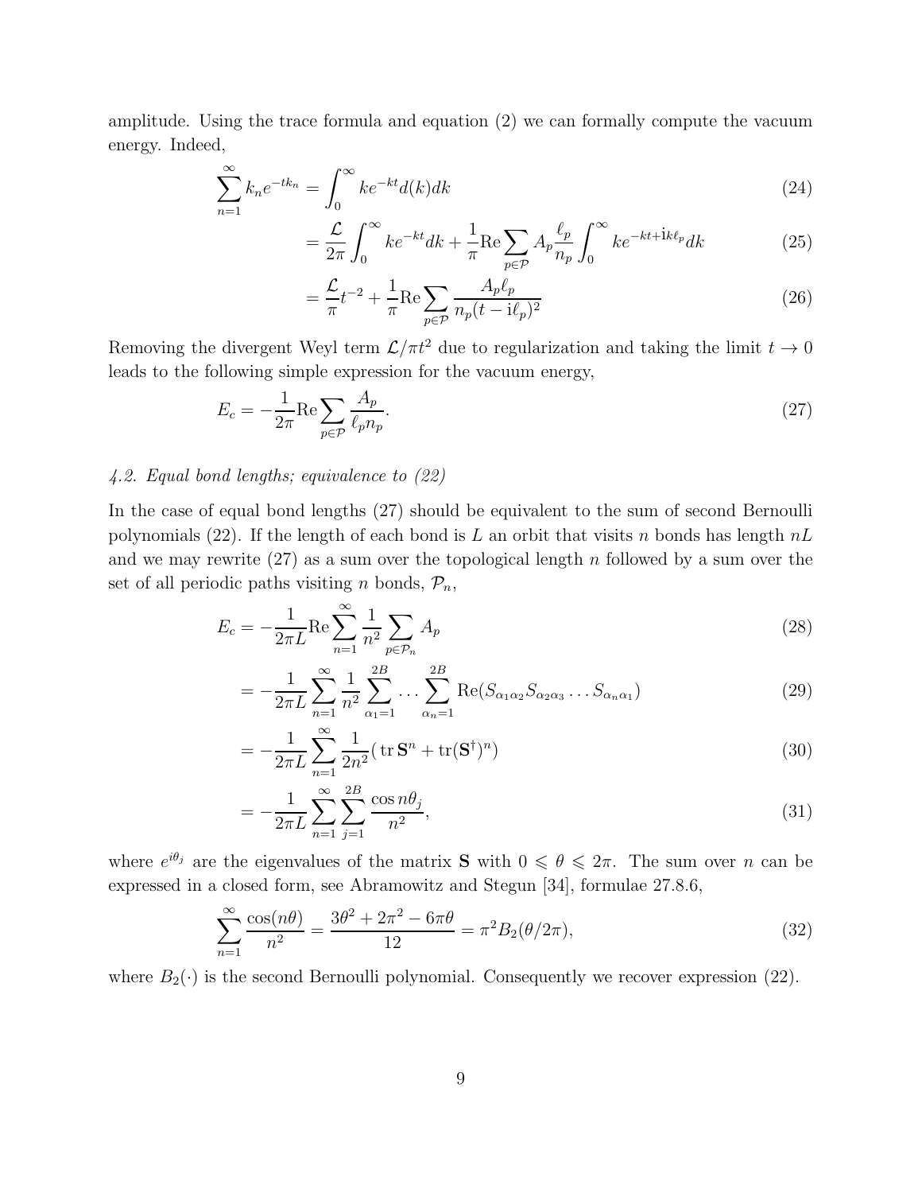amplitude. Using the trace formula and equation (2) we can formally compute the vacuum energy. Indeed,

$$\sum_{n=1}^{\infty} k_n e^{-tk_n} = \int_0^{\infty} k e^{-kt} d(k) dk \tag{24}$$

$$= \frac{\mathcal{L}}{2\pi} \int_0^{\infty} k e^{-kt} dk + \frac{1}{\pi} \mathrm{Re} \sum_{p \in \mathcal{P}} A_p \frac{\ell_p}{n_p} \int_0^{\infty} k e^{-kt + \mathrm{i} k \ell_p} dk \tag{25}$$

$$= \frac{\mathcal{L}}{\pi} t^{-2} + \frac{1}{\pi} \mathrm{Re} \sum_{p \in \mathcal{P}} \frac{A_p \ell_p}{n_p (t - \mathrm{i}\ell_p)^2} \tag{26}$$

Removing the divergent Weyl term $\mathcal{L}/\pi t^2$ due to regularization and taking the limit $t \to 0$ leads to the following simple expression for the vacuum energy,

$$E_c = -\frac{1}{2\pi} \mathrm{Re} \sum_{p \in \mathcal{P}} \frac{A_p}{\ell_p n_p}. \tag{27}$$

### *4.2. Equal bond lengths; equivalence to (22)*

In the case of equal bond lengths (27) should be equivalent to the sum of second Bernoulli polynomials (22). If the length of each bond is $L$ an orbit that visits $n$ bonds has length $nL$ and we may rewrite (27) as a sum over the topological length $n$ followed by a sum over the set of all periodic paths visiting $n$ bonds, $\mathcal{P}_n$,

$$E_c = -\frac{1}{2\pi L} \mathrm{Re} \sum_{n=1}^{\infty} \frac{1}{n^2} \sum_{p \in \mathcal{P}_n} A_p \tag{28}$$

$$= -\frac{1}{2\pi L} \sum_{n=1}^{\infty} \frac{1}{n^2} \sum_{\alpha_1=1}^{2B} \dots \sum_{\alpha_n=1}^{2B} \mathrm{Re}(S_{\alpha_1\alpha_2} S_{\alpha_2\alpha_3} \dots S_{\alpha_n\alpha_1}) \tag{29}$$

$$= -\frac{1}{2\pi L} \sum_{n=1}^{\infty} \frac{1}{2n^2} (\operatorname{tr} \mathbf{S}^n + \operatorname{tr}(\mathbf{S}^{\dagger})^n) \tag{30}$$

$$= -\frac{1}{2\pi L} \sum_{n=1}^{\infty} \sum_{j=1}^{2B} \frac{\cos n\theta_j}{n^2}, \tag{31}$$

where $e^{i\theta_j}$ are the eigenvalues of the matrix $\mathbf{S}$ with $0 \leqslant \theta \leqslant 2\pi$. The sum over $n$ can be expressed in a closed form, see Abramowitz and Stegun [34], formulae 27.8.6,

$$\sum_{n=1}^{\infty} \frac{\cos(n\theta)}{n^2} = \frac{3\theta^2 + 2\pi^2 - 6\pi\theta}{12} = \pi^2 B_2(\theta/2\pi), \tag{32}$$

where $B_2(\cdot)$ is the second Bernoulli polynomial. Consequently we recover expression (22).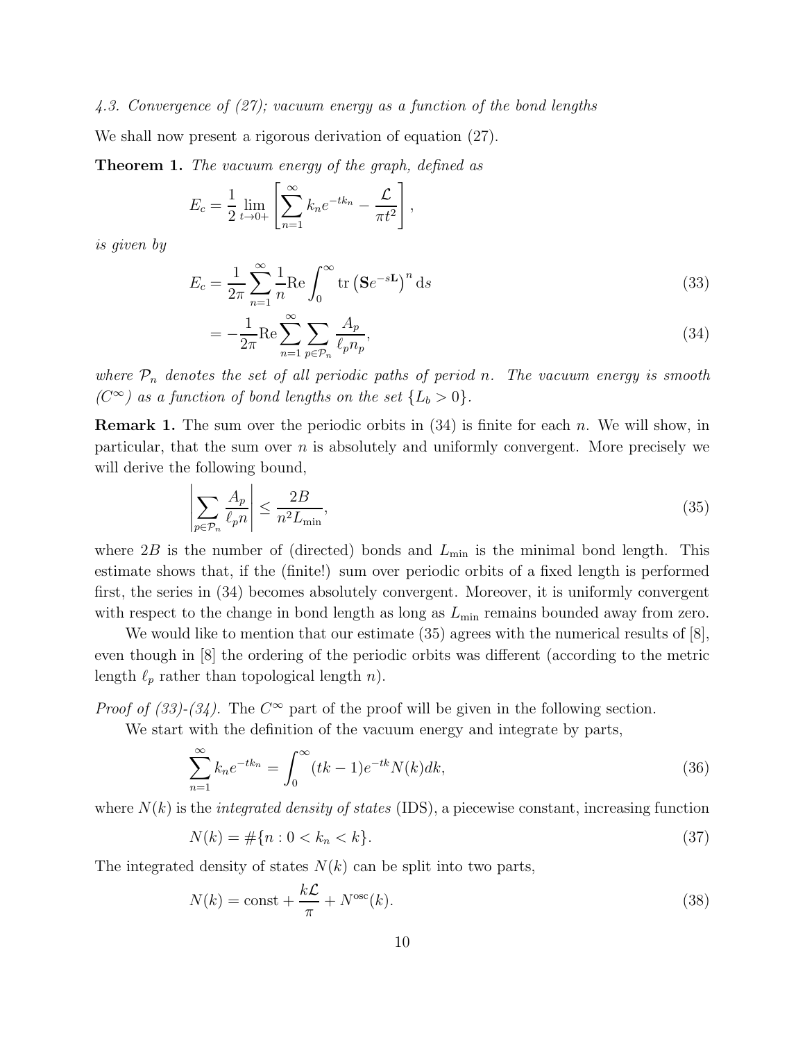*4.3. Convergence of (27); vacuum energy as a function of the bond lengths*

We shall now present a rigorous derivation of equation (27).

**Theorem 1.** *The vacuum energy of the graph, defined as*

$$E_c = \frac{1}{2}\lim_{t\to 0+}\left[\sum_{n=1}^{\infty} k_n e^{-tk_n} - \frac{\mathcal{L}}{\pi t^2}\right],$$

*is given by*

$$E_c = \frac{1}{2\pi}\sum_{n=1}^{\infty}\frac{1}{n}\mathrm{Re}\int_0^{\infty}\mathrm{tr}\left(\mathbf{S}e^{-s\mathbf{L}}\right)^n \mathrm{d}s \tag{33}$$

$$= -\frac{1}{2\pi}\mathrm{Re}\sum_{n=1}^{\infty}\sum_{p\in\mathcal{P}_n}\frac{A_p}{\ell_p n_p}, \tag{34}$$

*where $\mathcal{P}_n$ denotes the set of all periodic paths of period $n$. The vacuum energy is smooth ($C^\infty$) as a function of bond lengths on the set $\{L_b > 0\}$.*

**Remark 1.** The sum over the periodic orbits in (34) is finite for each $n$. We will show, in particular, that the sum over $n$ is absolutely and uniformly convergent. More precisely we will derive the following bound,

$$\left|\sum_{p\in\mathcal{P}_n}\frac{A_p}{\ell_p n}\right| \le \frac{2B}{n^2 L_{\min}}, \tag{35}$$

where $2B$ is the number of (directed) bonds and $L_{\min}$ is the minimal bond length. This estimate shows that, if the (finite!) sum over periodic orbits of a fixed length is performed first, the series in (34) becomes absolutely convergent. Moreover, it is uniformly convergent with respect to the change in bond length as long as $L_{\min}$ remains bounded away from zero.

We would like to mention that our estimate (35) agrees with the numerical results of [8], even though in [8] the ordering of the periodic orbits was different (according to the metric length $\ell_p$ rather than topological length $n$).

*Proof of (33)-(34).* The $C^\infty$ part of the proof will be given in the following section.

We start with the definition of the vacuum energy and integrate by parts,

$$\sum_{n=1}^{\infty} k_n e^{-tk_n} = \int_0^{\infty}(tk-1)e^{-tk}N(k)dk, \tag{36}$$

where $N(k)$ is the *integrated density of states* (IDS), a piecewise constant, increasing function

$$N(k) = \#\{n : 0 < k_n < k\}. \tag{37}$$

The integrated density of states $N(k)$ can be split into two parts,

$$N(k) = \mathrm{const} + \frac{k\mathcal{L}}{\pi} + N^{\mathrm{osc}}(k). \tag{38}$$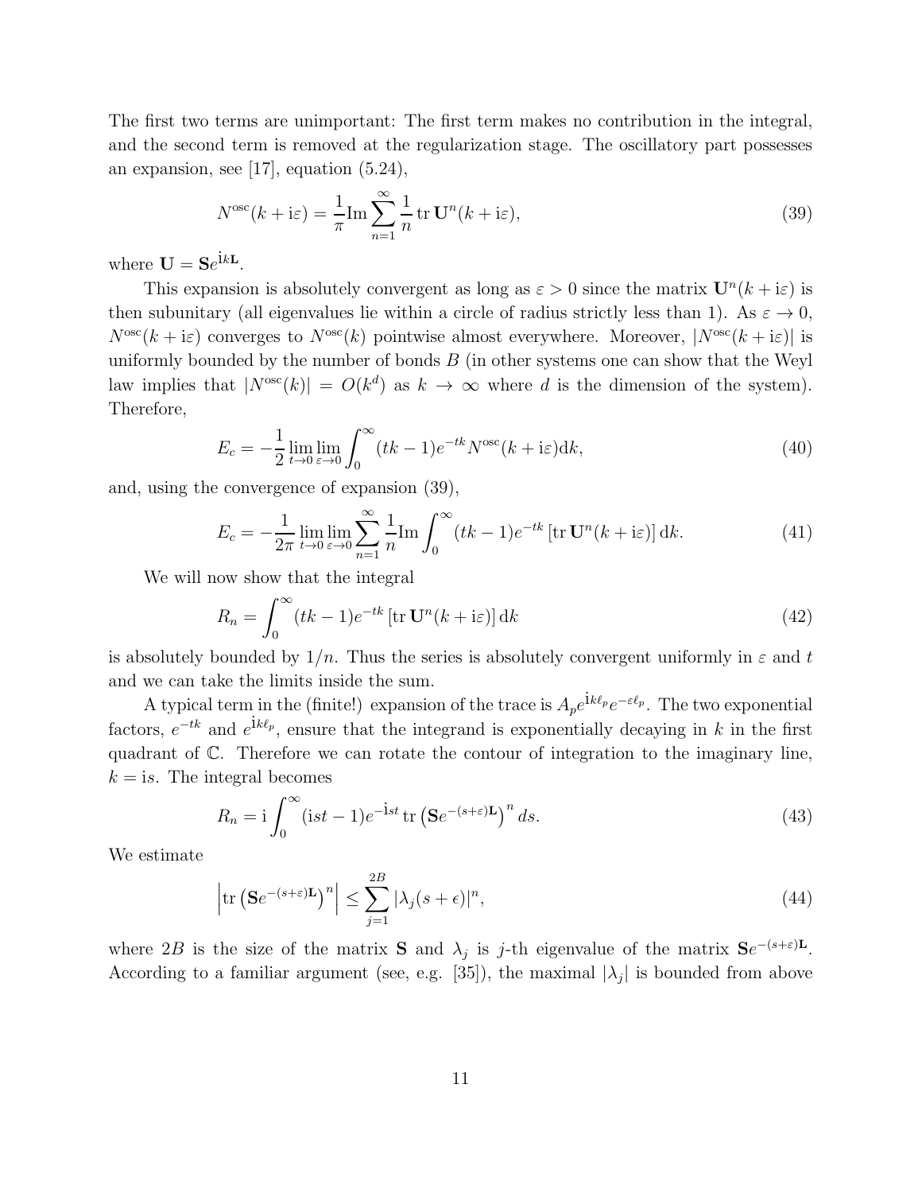The first two terms are unimportant: The first term makes no contribution in the integral, and the second term is removed at the regularization stage. The oscillatory part possesses an expansion, see [17], equation (5.24),

$$N^{\mathrm{osc}}(k+\mathrm{i}\varepsilon) = \frac{1}{\pi}\mathrm{Im}\sum_{n=1}^{\infty}\frac{1}{n}\,\mathrm{tr}\,\mathbf{U}^n(k+\mathrm{i}\varepsilon), \tag{39}$$

where $\mathbf{U} = \mathbf{S}e^{\mathrm{i}k\mathbf{L}}$.

This expansion is absolutely convergent as long as $\varepsilon > 0$ since the matrix $\mathbf{U}^n(k+\mathrm{i}\varepsilon)$ is then subunitary (all eigenvalues lie within a circle of radius strictly less than 1). As $\varepsilon \to 0$, $N^{\mathrm{osc}}(k+\mathrm{i}\varepsilon)$ converges to $N^{\mathrm{osc}}(k)$ pointwise almost everywhere. Moreover, $|N^{\mathrm{osc}}(k+\mathrm{i}\varepsilon)|$ is uniformly bounded by the number of bonds $B$ (in other systems one can show that the Weyl law implies that $|N^{\mathrm{osc}}(k)| = O(k^d)$ as $k \to \infty$ where $d$ is the dimension of the system). Therefore,

$$E_c = -\frac{1}{2}\lim_{t\to 0}\lim_{\varepsilon\to 0}\int_0^{\infty}(tk-1)e^{-tk}N^{\mathrm{osc}}(k+\mathrm{i}\varepsilon)\mathrm{d}k, \tag{40}$$

and, using the convergence of expansion (39),

$$E_c = -\frac{1}{2\pi}\lim_{t\to 0}\lim_{\varepsilon\to 0}\sum_{n=1}^{\infty}\frac{1}{n}\mathrm{Im}\int_0^{\infty}(tk-1)e^{-tk}\left[\mathrm{tr}\,\mathbf{U}^n(k+\mathrm{i}\varepsilon)\right]\mathrm{d}k. \tag{41}$$

We will now show that the integral

$$R_n = \int_0^{\infty}(tk-1)e^{-tk}\left[\mathrm{tr}\,\mathbf{U}^n(k+\mathrm{i}\varepsilon)\right]\mathrm{d}k \tag{42}$$

is absolutely bounded by $1/n$. Thus the series is absolutely convergent uniformly in $\varepsilon$ and $t$ and we can take the limits inside the sum.

A typical term in the (finite!) expansion of the trace is $A_p e^{\mathrm{i}k\ell_p}e^{-\varepsilon\ell_p}$. The two exponential factors, $e^{-tk}$ and $e^{\mathrm{i}k\ell_p}$, ensure that the integrand is exponentially decaying in $k$ in the first quadrant of $\mathbb{C}$. Therefore we can rotate the contour of integration to the imaginary line, $k = \mathrm{i}s$. The integral becomes

$$R_n = \mathrm{i}\int_0^{\infty}(\mathrm{i}st-1)e^{-\mathrm{i}st}\,\mathrm{tr}\left(\mathbf{S}e^{-(s+\varepsilon)\mathbf{L}}\right)^n ds. \tag{43}$$

We estimate

$$\left|\mathrm{tr}\left(\mathbf{S}e^{-(s+\varepsilon)\mathbf{L}}\right)^n\right| \le \sum_{j=1}^{2B}|\lambda_j(s+\epsilon)|^n, \tag{44}$$

where $2B$ is the size of the matrix $\mathbf{S}$ and $\lambda_j$ is $j$-th eigenvalue of the matrix $\mathbf{S}e^{-(s+\varepsilon)\mathbf{L}}$. According to a familiar argument (see, e.g. [35]), the maximal $|\lambda_j|$ is bounded from above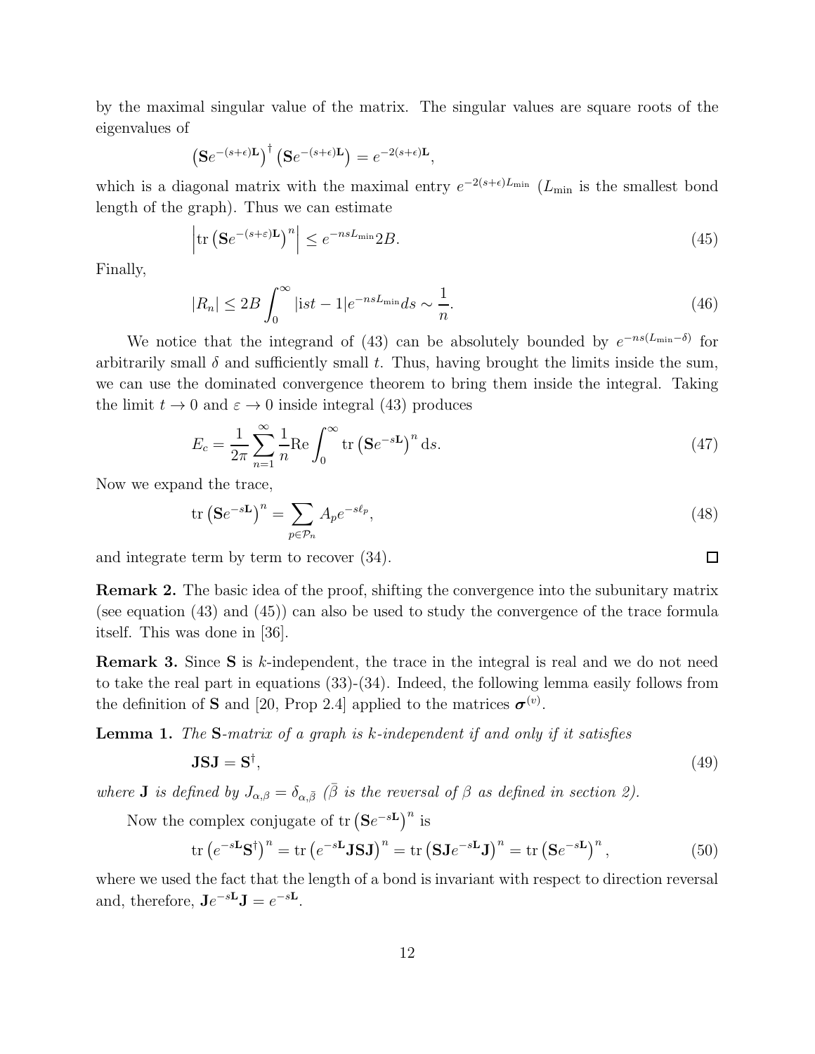by the maximal singular value of the matrix. The singular values are square roots of the eigenvalues of

$$\left(\mathbf{S}e^{-(s+\epsilon)\mathbf{L}}\right)^{\dagger}\left(\mathbf{S}e^{-(s+\epsilon)\mathbf{L}}\right)=e^{-2(s+\epsilon)\mathbf{L}},$$

which is a diagonal matrix with the maximal entry $e^{-2(s+\epsilon)L_{\min}}$ ($L_{\min}$ is the smallest bond length of the graph). Thus we can estimate

$$\left|\operatorname{tr}\left(\mathbf{S}e^{-(s+\varepsilon)\mathbf{L}}\right)^{n}\right|\leq e^{-nsL_{\min}}2B. \tag{45}$$

Finally,

$$|R_n|\leq 2B\int_0^{\infty}|ist-1|e^{-nsL_{\min}}ds\sim\frac{1}{n}. \tag{46}$$

We notice that the integrand of (43) can be absolutely bounded by $e^{-ns(L_{\min}-\delta)}$ for arbitrarily small $\delta$ and sufficiently small $t$. Thus, having brought the limits inside the sum, we can use the dominated convergence theorem to bring them inside the integral. Taking the limit $t\to 0$ and $\varepsilon\to 0$ inside integral (43) produces

$$E_c=\frac{1}{2\pi}\sum_{n=1}^{\infty}\frac{1}{n}\operatorname{Re}\int_0^{\infty}\operatorname{tr}\left(\mathbf{S}e^{-s\mathbf{L}}\right)^{n}\mathrm{d}s. \tag{47}$$

Now we expand the trace,

$$\operatorname{tr}\left(\mathbf{S}e^{-s\mathbf{L}}\right)^{n}=\sum_{p\in\mathcal{P}_n}A_p e^{-s\ell_p}, \tag{48}$$

and integrate term by term to recover (34). □

**Remark 2.** The basic idea of the proof, shifting the convergence into the subunitary matrix (see equation (43) and (45)) can also be used to study the convergence of the trace formula itself. This was done in [36].

**Remark 3.** Since $\mathbf{S}$ is $k$-independent, the trace in the integral is real and we do not need to take the real part in equations (33)-(34). Indeed, the following lemma easily follows from the definition of $\mathbf{S}$ and [20, Prop 2.4] applied to the matrices $\boldsymbol{\sigma}^{(v)}$.

**Lemma 1.** *The* $\mathbf{S}$*-matrix of a graph is* $k$*-independent if and only if it satisfies*

$$\mathbf{JSJ}=\mathbf{S}^{\dagger}, \tag{49}$$

*where* $\mathbf{J}$ *is defined by* $J_{\alpha,\beta}=\delta_{\alpha,\bar{\beta}}$ *($\bar{\beta}$ is the reversal of $\beta$ as defined in section 2).*

Now the complex conjugate of $\operatorname{tr}\left(\mathbf{S}e^{-s\mathbf{L}}\right)^{n}$ is

$$\operatorname{tr}\left(e^{-s\mathbf{L}}\mathbf{S}^{\dagger}\right)^{n}=\operatorname{tr}\left(e^{-s\mathbf{L}}\mathbf{JSJ}\right)^{n}=\operatorname{tr}\left(\mathbf{SJ}e^{-s\mathbf{L}}\mathbf{J}\right)^{n}=\operatorname{tr}\left(\mathbf{S}e^{-s\mathbf{L}}\right)^{n}, \tag{50}$$

where we used the fact that the length of a bond is invariant with respect to direction reversal and, therefore, $\mathbf{J}e^{-s\mathbf{L}}\mathbf{J}=e^{-s\mathbf{L}}$.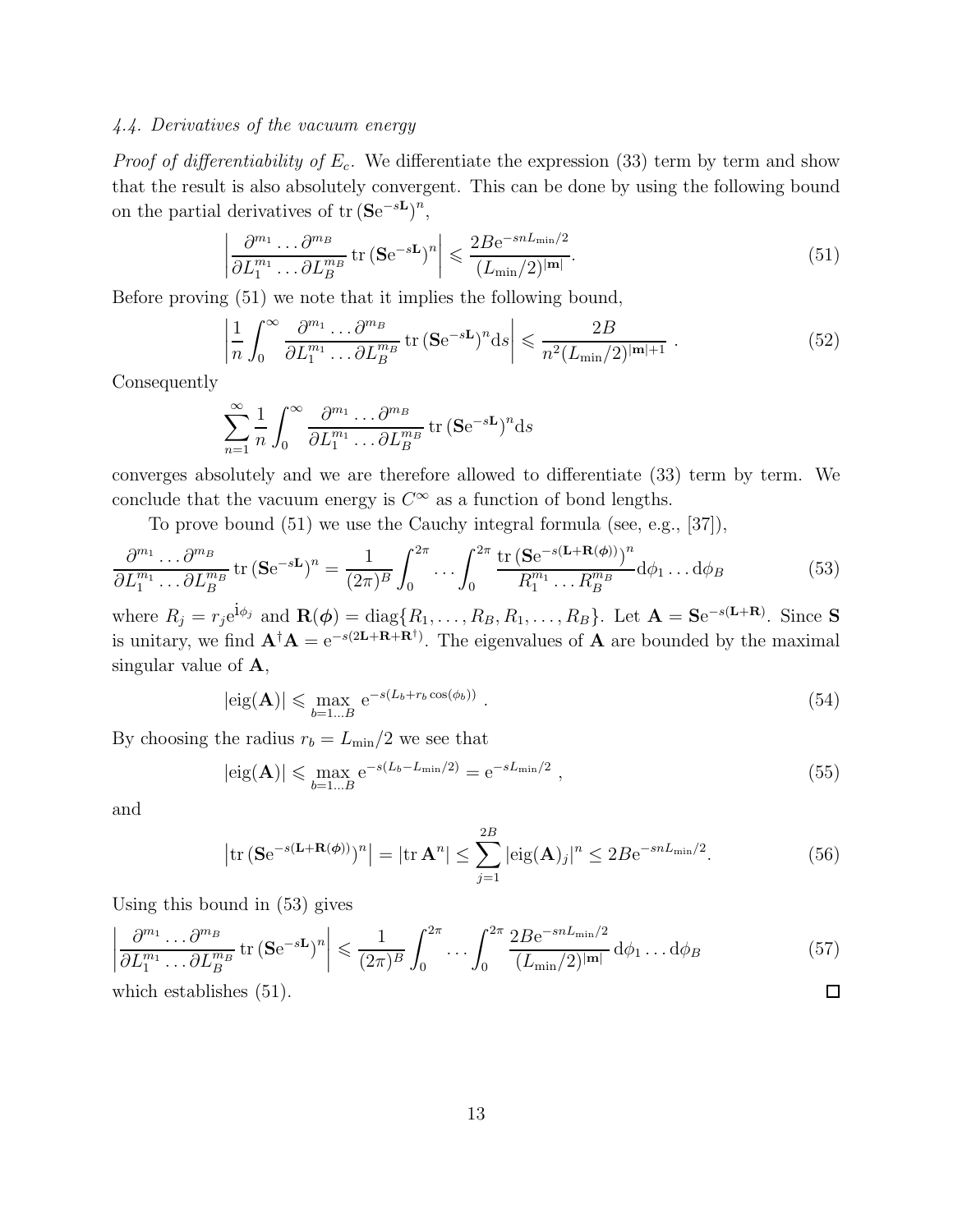### 4.4. Derivatives of the vacuum energy

*Proof of differentiability of $E_c$.* We differentiate the expression (33) term by term and show that the result is also absolutely convergent. This can be done by using the following bound on the partial derivatives of $\mathrm{tr}\,(\mathbf{S}\mathrm{e}^{-s\mathbf{L}})^n$,

$$\left| \frac{\partial^{m_1} \dots \partial^{m_B}}{\partial L_1^{m_1} \dots \partial L_B^{m_B}} \mathrm{tr}\,(\mathbf{S}\mathrm{e}^{-s\mathbf{L}})^n \right| \leqslant \frac{2B\mathrm{e}^{-snL_{\min}/2}}{(L_{\min}/2)^{|\mathbf{m}|}}. \tag{51}$$

Before proving (51) we note that it implies the following bound,

$$\left| \frac{1}{n} \int_0^\infty \frac{\partial^{m_1} \dots \partial^{m_B}}{\partial L_1^{m_1} \dots \partial L_B^{m_B}} \mathrm{tr}\,(\mathbf{S}\mathrm{e}^{-s\mathbf{L}})^n \mathrm{d}s \right| \leqslant \frac{2B}{n^2 (L_{\min}/2)^{|\mathbf{m}|+1}} \ . \tag{52}$$

Consequently

$$\sum_{n=1}^\infty \frac{1}{n} \int_0^\infty \frac{\partial^{m_1} \dots \partial^{m_B}}{\partial L_1^{m_1} \dots \partial L_B^{m_B}} \mathrm{tr}\,(\mathbf{S}\mathrm{e}^{-s\mathbf{L}})^n \mathrm{d}s$$

converges absolutely and we are therefore allowed to differentiate (33) term by term. We conclude that the vacuum energy is $C^\infty$ as a function of bond lengths.

To prove bound (51) we use the Cauchy integral formula (see, e.g., [37]),

$$\frac{\partial^{m_1} \dots \partial^{m_B}}{\partial L_1^{m_1} \dots \partial L_B^{m_B}} \mathrm{tr}\,(\mathbf{S}\mathrm{e}^{-s\mathbf{L}})^n = \frac{1}{(2\pi)^B} \int_0^{2\pi} \dots \int_0^{2\pi} \frac{\mathrm{tr}\,\big(\mathbf{S}\mathrm{e}^{-s(\mathbf{L}+\mathbf{R}(\boldsymbol{\phi}))}\big)^n}{R_1^{m_1} \dots R_B^{m_B}} \mathrm{d}\phi_1 \dots \mathrm{d}\phi_B \tag{53}$$

where $R_j = r_j \mathrm{e}^{\mathrm{i}\phi_j}$ and $\mathbf{R}(\boldsymbol{\phi}) = \mathrm{diag}\{R_1, \dots, R_B, R_1, \dots, R_B\}$. Let $\mathbf{A} = \mathbf{S}\mathrm{e}^{-s(\mathbf{L}+\mathbf{R})}$. Since $\mathbf{S}$ is unitary, we find $\mathbf{A}^\dagger \mathbf{A} = \mathrm{e}^{-s(2\mathbf{L}+\mathbf{R}+\mathbf{R}^\dagger)}$. The eigenvalues of $\mathbf{A}$ are bounded by the maximal singular value of $\mathbf{A}$,

$$|\mathrm{eig}(\mathbf{A})| \leqslant \max_{b=1\dots B} \mathrm{e}^{-s(L_b + r_b \cos(\phi_b))} \ . \tag{54}$$

By choosing the radius $r_b = L_{\min}/2$ we see that

$$|\mathrm{eig}(\mathbf{A})| \leqslant \max_{b=1\dots B} \mathrm{e}^{-s(L_b - L_{\min}/2)} = \mathrm{e}^{-sL_{\min}/2} \ , \tag{55}$$

and

$$\left|\mathrm{tr}\,(\mathbf{S}\mathrm{e}^{-s(\mathbf{L}+\mathbf{R}(\boldsymbol{\phi}))})^n\right| = |\mathrm{tr}\,\mathbf{A}^n| \leq \sum_{j=1}^{2B} |\mathrm{eig}(\mathbf{A})_j|^n \leq 2B\mathrm{e}^{-snL_{\min}/2}. \tag{56}$$

Using this bound in (53) gives

$$\left| \frac{\partial^{m_1} \dots \partial^{m_B}}{\partial L_1^{m_1} \dots \partial L_B^{m_B}} \mathrm{tr}\,(\mathbf{S}\mathrm{e}^{-s\mathbf{L}})^n \right| \leqslant \frac{1}{(2\pi)^B} \int_0^{2\pi} \dots \int_0^{2\pi} \frac{2B\mathrm{e}^{-snL_{\min}/2}}{(L_{\min}/2)^{|\mathbf{m}|}} \mathrm{d}\phi_1 \dots \mathrm{d}\phi_B \tag{57}$$

which establishes (51). □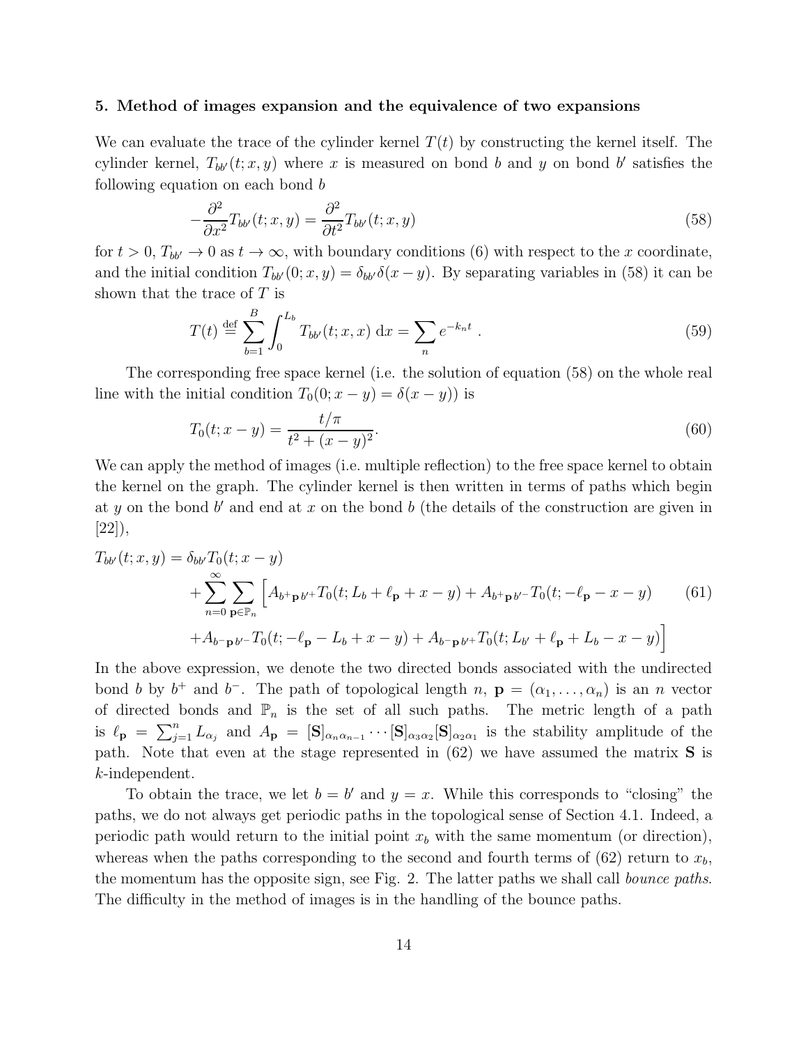## 5. Method of images expansion and the equivalence of two expansions

We can evaluate the trace of the cylinder kernel $T(t)$ by constructing the kernel itself. The cylinder kernel, $T_{bb'}(t; x, y)$ where $x$ is measured on bond $b$ and $y$ on bond $b'$ satisfies the following equation on each bond $b$

$$-\frac{\partial^2}{\partial x^2} T_{bb'}(t; x, y) = \frac{\partial^2}{\partial t^2} T_{bb'}(t; x, y) \tag{58}$$

for $t > 0$, $T_{bb'} \to 0$ as $t \to \infty$, with boundary conditions (6) with respect to the $x$ coordinate, and the initial condition $T_{bb'}(0; x, y) = \delta_{bb'} \delta(x - y)$. By separating variables in (58) it can be shown that the trace of $T$ is

$$T(t) \stackrel{\text{def}}{=} \sum_{b=1}^{B} \int_0^{L_b} T_{bb'}(t; x, x) \, \mathrm{d}x = \sum_n e^{-k_n t} \; . \tag{59}$$

The corresponding free space kernel (i.e. the solution of equation (58) on the whole real line with the initial condition $T_0(0; x - y) = \delta(x - y)$) is

$$T_0(t; x - y) = \frac{t/\pi}{t^2 + (x - y)^2}. \tag{60}$$

We can apply the method of images (i.e. multiple reflection) to the free space kernel to obtain the kernel on the graph. The cylinder kernel is then written in terms of paths which begin at $y$ on the bond $b'$ and end at $x$ on the bond $b$ (the details of the construction are given in [22]),

$$\begin{aligned}
T_{bb'}(t; x, y) = {} & \delta_{bb'} T_0(t; x - y) \\
& + \sum_{n=0}^{\infty} \sum_{\mathbf{p} \in \mathbb{P}_n} \Big[ A_{b^+ \mathbf{p}\, b'^+} T_0(t; L_b + \ell_{\mathbf{p}} + x - y) + A_{b^+ \mathbf{p}\, b'^-} T_0(t; -\ell_{\mathbf{p}} - x - y) \\
& + A_{b^- \mathbf{p}\, b'^-} T_0(t; -\ell_{\mathbf{p}} - L_b + x - y) + A_{b^- \mathbf{p}\, b'^+} T_0(t; L_{b'} + \ell_{\mathbf{p}} + L_b - x - y) \Big]
\end{aligned} \tag{61}$$

In the above expression, we denote the two directed bonds associated with the undirected bond $b$ by $b^+$ and $b^-$. The path of topological length $n$, $\mathbf{p} = (\alpha_1, \ldots, \alpha_n)$ is an $n$ vector of directed bonds and $\mathbb{P}_n$ is the set of all such paths. The metric length of a path is $\ell_{\mathbf{p}} = \sum_{j=1}^{n} L_{\alpha_j}$ and $A_{\mathbf{p}} = [\mathbf{S}]_{\alpha_n \alpha_{n-1}} \cdots [\mathbf{S}]_{\alpha_3 \alpha_2} [\mathbf{S}]_{\alpha_2 \alpha_1}$ is the stability amplitude of the path. Note that even at the stage represented in (62) we have assumed the matrix $\mathbf{S}$ is $k$-independent.

To obtain the trace, we let $b = b'$ and $y = x$. While this corresponds to "closing" the paths, we do not always get periodic paths in the topological sense of Section 4.1. Indeed, a periodic path would return to the initial point $x_b$ with the same momentum (or direction), whereas when the paths corresponding to the second and fourth terms of (62) return to $x_b$, the momentum has the opposite sign, see Fig. 2. The latter paths we shall call *bounce paths*. The difficulty in the method of images is in the handling of the bounce paths.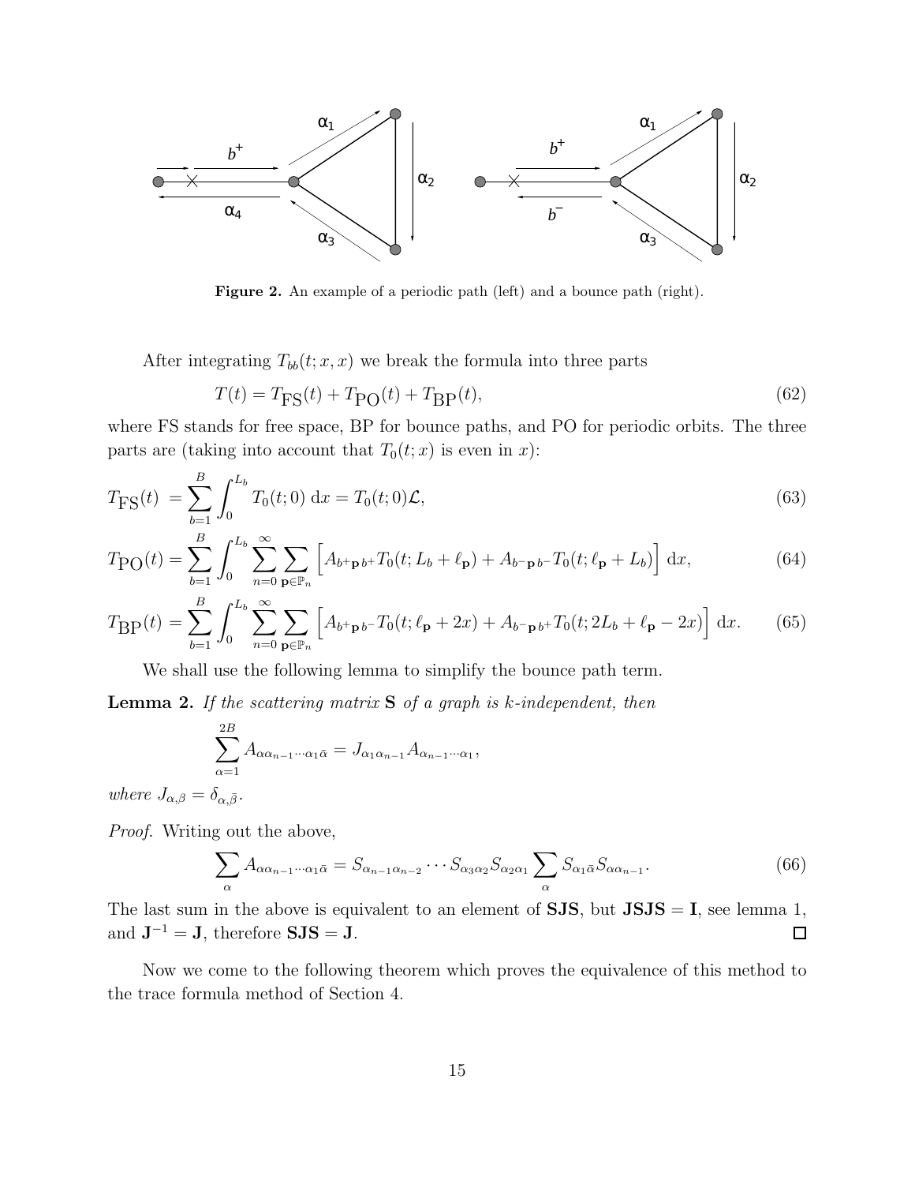**Figure 2.** An example of a periodic path (left) and a bounce path (right).

After integrating $T_{bb}(t;x,x)$ we break the formula into three parts

$$T(t) = T_{\text{FS}}(t) + T_{\text{PO}}(t) + T_{\text{BP}}(t), \tag{62}$$

where FS stands for free space, BP for bounce paths, and PO for periodic orbits. The three parts are (taking into account that $T_0(t;x)$ is even in $x$):

$$T_{\text{FS}}(t) = \sum_{b=1}^{B} \int_0^{L_b} T_0(t;0)\, \mathrm{d}x = T_0(t;0)\mathcal{L}, \tag{63}$$

$$T_{\text{PO}}(t) = \sum_{b=1}^{B} \int_0^{L_b} \sum_{n=0}^{\infty} \sum_{\mathbf{p}\in\mathbb{P}_n} \Big[ A_{b^+\mathbf{p}\,b^+} T_0(t; L_b + \ell_{\mathbf{p}}) + A_{b^-\mathbf{p}\,b^-} T_0(t; \ell_{\mathbf{p}} + L_b) \Big]\, \mathrm{d}x, \tag{64}$$

$$T_{\text{BP}}(t) = \sum_{b=1}^{B} \int_0^{L_b} \sum_{n=0}^{\infty} \sum_{\mathbf{p}\in\mathbb{P}_n} \Big[ A_{b^+\mathbf{p}\,b^-} T_0(t; \ell_{\mathbf{p}} + 2x) + A_{b^-\mathbf{p}\,b^+} T_0(t; 2L_b + \ell_{\mathbf{p}} - 2x) \Big]\, \mathrm{d}x. \tag{65}$$

We shall use the following lemma to simplify the bounce path term.

**Lemma 2.** *If the scattering matrix* $\mathbf{S}$ *of a graph is* $k$*-independent, then*

$$\sum_{\alpha=1}^{2B} A_{\alpha\alpha_{n-1}\cdots\alpha_1\bar{\alpha}} = J_{\alpha_1\alpha_{n-1}} A_{\alpha_{n-1}\cdots\alpha_1},$$

*where* $J_{\alpha,\beta} = \delta_{\alpha,\bar{\beta}}$.

*Proof.* Writing out the above,

$$\sum_{\alpha} A_{\alpha\alpha_{n-1}\cdots\alpha_1\bar{\alpha}} = S_{\alpha_{n-1}\alpha_{n-2}} \cdots S_{\alpha_3\alpha_2} S_{\alpha_2\alpha_1} \sum_{\alpha} S_{\alpha_1\bar{\alpha}} S_{\alpha\alpha_{n-1}}. \tag{66}$$

The last sum in the above is equivalent to an element of $\mathbf{SJS}$, but $\mathbf{JSJS} = \mathbf{I}$, see lemma 1, and $\mathbf{J}^{-1} = \mathbf{J}$, therefore $\mathbf{SJS} = \mathbf{J}$. ☐

Now we come to the following theorem which proves the equivalence of this method to the trace formula method of Section 4.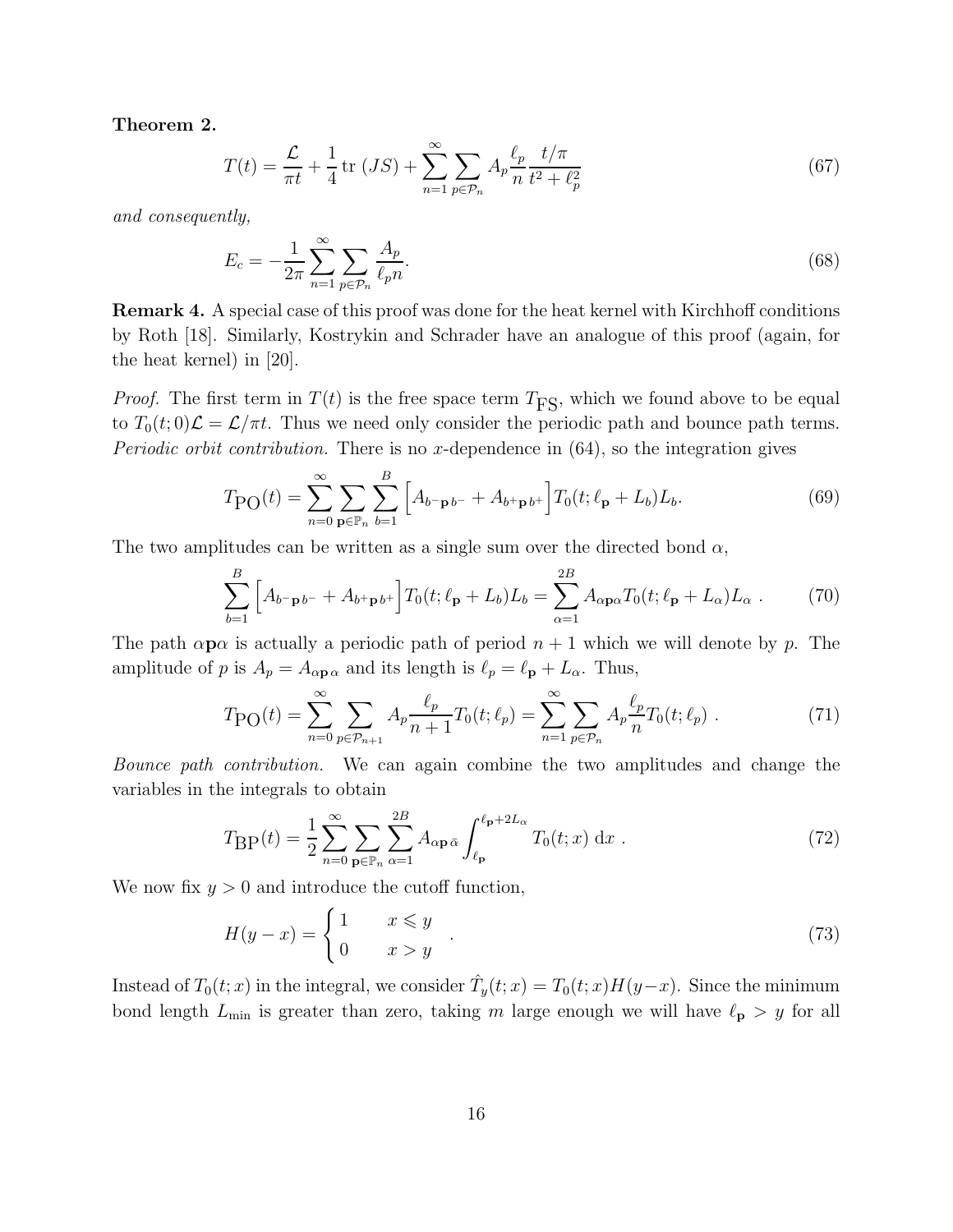**Theorem 2.**

$$T(t) = \frac{\mathcal{L}}{\pi t} + \frac{1}{4}\,\mathrm{tr}\,(JS) + \sum_{n=1}^{\infty}\sum_{p\in\mathcal{P}_n} A_p \frac{\ell_p}{n}\frac{t/\pi}{t^2+\ell_p^2} \tag{67}$$

*and consequently,*

$$E_c = -\frac{1}{2\pi}\sum_{n=1}^{\infty}\sum_{p\in\mathcal{P}_n}\frac{A_p}{\ell_p n}. \tag{68}$$

**Remark 4.** A special case of this proof was done for the heat kernel with Kirchhoff conditions by Roth [18]. Similarly, Kostrykin and Schrader have an analogue of this proof (again, for the heat kernel) in [20].

*Proof.* The first term in $T(t)$ is the free space term $T_{\mathrm{FS}}$, which we found above to be equal to $T_0(t;0)\mathcal{L} = \mathcal{L}/\pi t$. Thus we need only consider the periodic path and bounce path terms. *Periodic orbit contribution.* There is no $x$-dependence in (64), so the integration gives

$$T_{\mathrm{PO}}(t) = \sum_{n=0}^{\infty}\sum_{\mathbf{p}\in\mathbb{P}_n}\sum_{b=1}^{B}\Big[A_{b^-\mathbf{p}\,b^-} + A_{b^+\mathbf{p}\,b^+}\Big]T_0(t;\ell_{\mathbf{p}}+L_b)L_b. \tag{69}$$

The two amplitudes can be written as a single sum over the directed bond $\alpha$,

$$\sum_{b=1}^{B}\Big[A_{b^-\mathbf{p}\,b^-} + A_{b^+\mathbf{p}\,b^+}\Big]T_0(t;\ell_{\mathbf{p}}+L_b)L_b = \sum_{\alpha=1}^{2B} A_{\alpha\mathbf{p}\alpha}T_0(t;\ell_{\mathbf{p}}+L_\alpha)L_\alpha\ . \tag{70}$$

The path $\alpha\mathbf{p}\alpha$ is actually a periodic path of period $n+1$ which we will denote by $p$. The amplitude of $p$ is $A_p = A_{\alpha\mathbf{p}\,\alpha}$ and its length is $\ell_p = \ell_{\mathbf{p}} + L_\alpha$. Thus,

$$T_{\mathrm{PO}}(t) = \sum_{n=0}^{\infty}\sum_{p\in\mathcal{P}_{n+1}} A_p\frac{\ell_p}{n+1}T_0(t;\ell_p) = \sum_{n=1}^{\infty}\sum_{p\in\mathcal{P}_n} A_p\frac{\ell_p}{n}T_0(t;\ell_p)\ . \tag{71}$$

*Bounce path contribution.* We can again combine the two amplitudes and change the variables in the integrals to obtain

$$T_{\mathrm{BP}}(t) = \frac{1}{2}\sum_{n=0}^{\infty}\sum_{\mathbf{p}\in\mathbb{P}_n}\sum_{\alpha=1}^{2B} A_{\alpha\mathbf{p}\,\bar{\alpha}}\int_{\ell_{\mathbf{p}}}^{\ell_{\mathbf{p}}+2L_\alpha} T_0(t;x)\ \mathrm{d}x\ . \tag{72}$$

We now fix $y>0$ and introduce the cutoff function,

$$H(y-x) = \begin{cases} 1 & x \leqslant y \\ 0 & x > y \end{cases}\ . \tag{73}$$

Instead of $T_0(t;x)$ in the integral, we consider $\hat{T}_y(t;x) = T_0(t;x)H(y-x)$. Since the minimum bond length $L_{\min}$ is greater than zero, taking $m$ large enough we will have $\ell_{\mathbf{p}} > y$ for all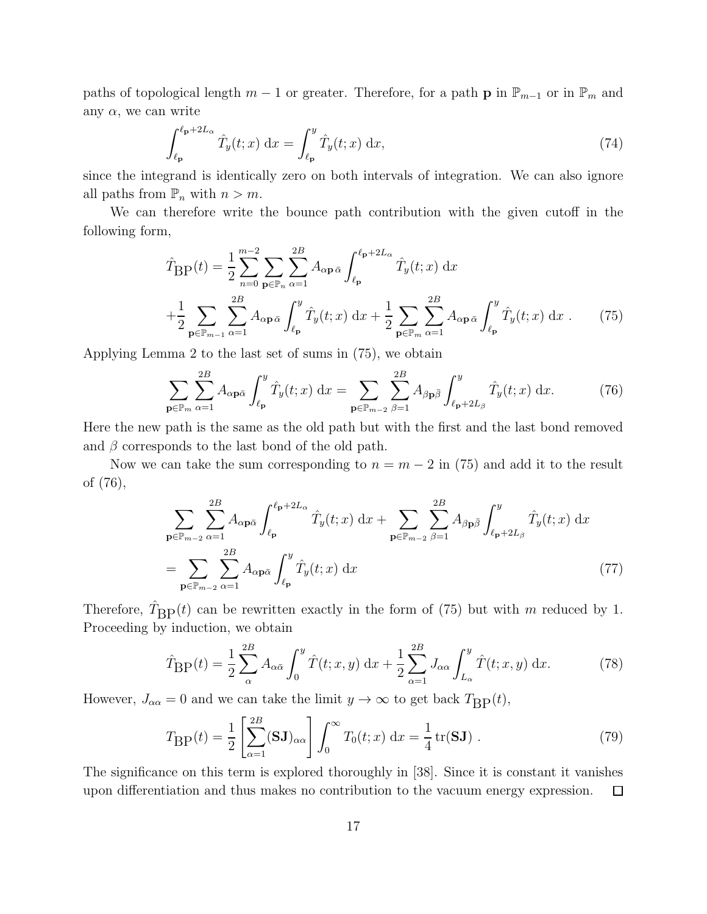paths of topological length $m-1$ or greater. Therefore, for a path $\mathbf{p}$ in $\mathbb{P}_{m-1}$ or in $\mathbb{P}_m$ and any $\alpha$, we can write

$$\int_{\ell_{\mathbf{p}}}^{\ell_{\mathbf{p}}+2L_\alpha} \hat{T}_y(t;x)\ \mathrm{d}x = \int_{\ell_{\mathbf{p}}}^{y} \hat{T}_y(t;x)\ \mathrm{d}x, \tag{74}$$

since the integrand is identically zero on both intervals of integration. We can also ignore all paths from $\mathbb{P}_n$ with $n > m$.

We can therefore write the bounce path contribution with the given cutoff in the following form,

$$\begin{aligned}\hat{T}_{\mathrm{BP}}(t) &= \frac{1}{2}\sum_{n=0}^{m-2}\sum_{\mathbf{p}\in\mathbb{P}_n}\sum_{\alpha=1}^{2B} A_{\alpha\mathbf{p}\,\bar{\alpha}} \int_{\ell_{\mathbf{p}}}^{\ell_{\mathbf{p}}+2L_\alpha} \hat{T}_y(t;x)\ \mathrm{d}x \\ &+\frac{1}{2}\sum_{\mathbf{p}\in\mathbb{P}_{m-1}}\sum_{\alpha=1}^{2B} A_{\alpha\mathbf{p}\,\bar{\alpha}} \int_{\ell_{\mathbf{p}}}^{y} \hat{T}_y(t;x)\ \mathrm{d}x + \frac{1}{2}\sum_{\mathbf{p}\in\mathbb{P}_{m}}\sum_{\alpha=1}^{2B} A_{\alpha\mathbf{p}\,\bar{\alpha}} \int_{\ell_{\mathbf{p}}}^{y} \hat{T}_y(t;x)\ \mathrm{d}x\ .\end{aligned} \tag{75}$$

Applying Lemma 2 to the last set of sums in (75), we obtain

$$\sum_{\mathbf{p}\in\mathbb{P}_m}\sum_{\alpha=1}^{2B} A_{\alpha\mathbf{p}\bar{\alpha}} \int_{\ell_{\mathbf{p}}}^{y} \hat{T}_y(t;x)\ \mathrm{d}x = \sum_{\mathbf{p}\in\mathbb{P}_{m-2}}\sum_{\beta=1}^{2B} A_{\beta\mathbf{p}\bar{\beta}} \int_{\ell_{\mathbf{p}}+2L_\beta}^{y} \hat{T}_y(t;x)\ \mathrm{d}x. \tag{76}$$

Here the new path is the same as the old path but with the first and the last bond removed and $\beta$ corresponds to the last bond of the old path.

Now we can take the sum corresponding to $n = m-2$ in (75) and add it to the result of (76),

$$\begin{aligned}&\sum_{\mathbf{p}\in\mathbb{P}_{m-2}}\sum_{\alpha=1}^{2B} A_{\alpha\mathbf{p}\bar{\alpha}} \int_{\ell_{\mathbf{p}}}^{\ell_{\mathbf{p}}+2L_\alpha} \hat{T}_y(t;x)\ \mathrm{d}x + \sum_{\mathbf{p}\in\mathbb{P}_{m-2}}\sum_{\beta=1}^{2B} A_{\beta\mathbf{p}\bar{\beta}} \int_{\ell_{\mathbf{p}}+2L_\beta}^{y} \hat{T}_y(t;x)\ \mathrm{d}x \\ &= \sum_{\mathbf{p}\in\mathbb{P}_{m-2}}\sum_{\alpha=1}^{2B} A_{\alpha\mathbf{p}\bar{\alpha}} \int_{\ell_{\mathbf{p}}}^{y} \hat{T}_y(t;x)\ \mathrm{d}x\end{aligned} \tag{77}$$

Therefore, $\hat{T}_{\mathrm{BP}}(t)$ can be rewritten exactly in the form of (75) but with $m$ reduced by 1. Proceeding by induction, we obtain

$$\hat{T}_{\mathrm{BP}}(t) = \frac{1}{2}\sum_{\alpha}^{2B} A_{\alpha\bar{\alpha}} \int_0^y \hat{T}(t;x,y)\ \mathrm{d}x + \frac{1}{2}\sum_{\alpha=1}^{2B} J_{\alpha\alpha} \int_{L_\alpha}^{y} \hat{T}(t;x,y)\ \mathrm{d}x. \tag{78}$$

However, $J_{\alpha\alpha} = 0$ and we can take the limit $y \to \infty$ to get back $T_{\mathrm{BP}}(t)$,

$$T_{\mathrm{BP}}(t) = \frac{1}{2}\left[\sum_{\alpha=1}^{2B} (\mathbf{SJ})_{\alpha\alpha}\right] \int_0^\infty T_0(t;x)\ \mathrm{d}x = \frac{1}{4}\,\mathrm{tr}(\mathbf{SJ})\ . \tag{79}$$

The significance on this term is explored thoroughly in [38]. Since it is constant it vanishes upon differentiation and thus makes no contribution to the vacuum energy expression. □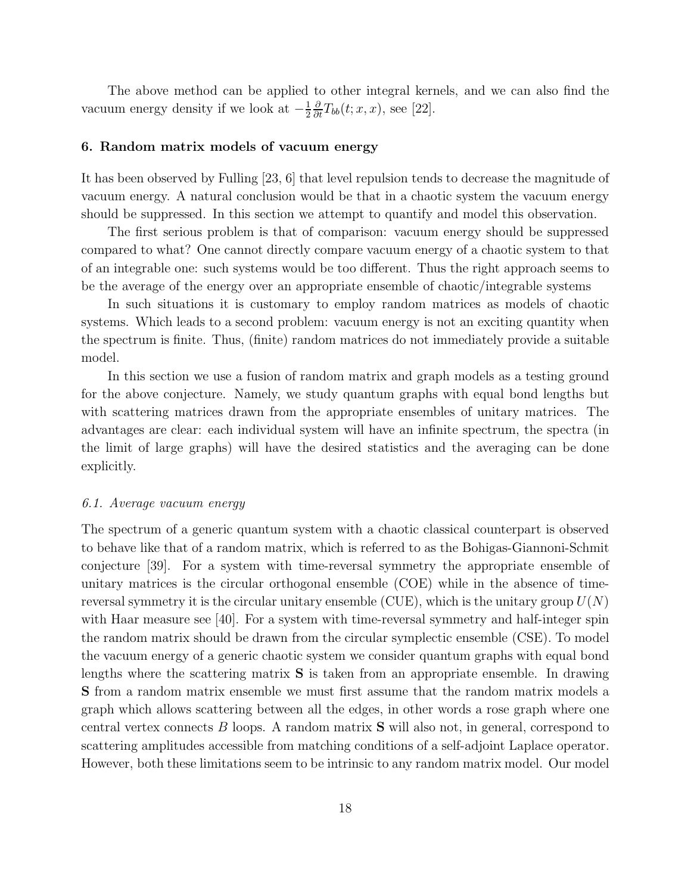The above method can be applied to other integral kernels, and we can also find the vacuum energy density if we look at $-\frac{1}{2}\frac{\partial}{\partial t}T_{bb}(t;x,x)$, see [22].

## 6. Random matrix models of vacuum energy

It has been observed by Fulling [23, 6] that level repulsion tends to decrease the magnitude of vacuum energy. A natural conclusion would be that in a chaotic system the vacuum energy should be suppressed. In this section we attempt to quantify and model this observation.

The first serious problem is that of comparison: vacuum energy should be suppressed compared to what? One cannot directly compare vacuum energy of a chaotic system to that of an integrable one: such systems would be too different. Thus the right approach seems to be the average of the energy over an appropriate ensemble of chaotic/integrable systems

In such situations it is customary to employ random matrices as models of chaotic systems. Which leads to a second problem: vacuum energy is not an exciting quantity when the spectrum is finite. Thus, (finite) random matrices do not immediately provide a suitable model.

In this section we use a fusion of random matrix and graph models as a testing ground for the above conjecture. Namely, we study quantum graphs with equal bond lengths but with scattering matrices drawn from the appropriate ensembles of unitary matrices. The advantages are clear: each individual system will have an infinite spectrum, the spectra (in the limit of large graphs) will have the desired statistics and the averaging can be done explicitly.

### *6.1. Average vacuum energy*

The spectrum of a generic quantum system with a chaotic classical counterpart is observed to behave like that of a random matrix, which is referred to as the Bohigas-Giannoni-Schmit conjecture [39]. For a system with time-reversal symmetry the appropriate ensemble of unitary matrices is the circular orthogonal ensemble (COE) while in the absence of time-reversal symmetry it is the circular unitary ensemble (CUE), which is the unitary group $U(N)$ with Haar measure see [40]. For a system with time-reversal symmetry and half-integer spin the random matrix should be drawn from the circular symplectic ensemble (CSE). To model the vacuum energy of a generic chaotic system we consider quantum graphs with equal bond lengths where the scattering matrix $\mathbf{S}$ is taken from an appropriate ensemble. In drawing $\mathbf{S}$ from a random matrix ensemble we must first assume that the random matrix models a graph which allows scattering between all the edges, in other words a rose graph where one central vertex connects $B$ loops. A random matrix $\mathbf{S}$ will also not, in general, correspond to scattering amplitudes accessible from matching conditions of a self-adjoint Laplace operator. However, both these limitations seem to be intrinsic to any random matrix model. Our model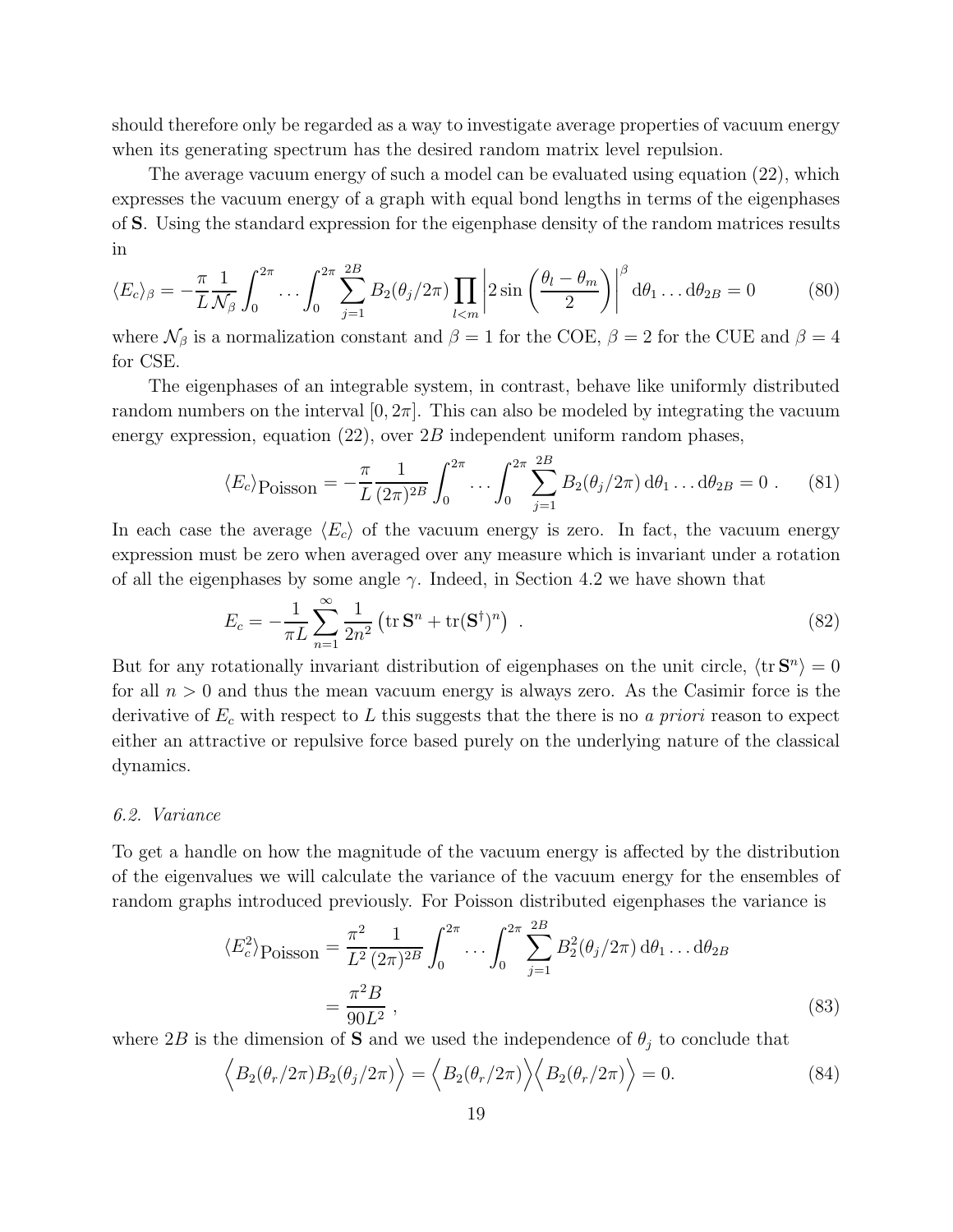should therefore only be regarded as a way to investigate average properties of vacuum energy when its generating spectrum has the desired random matrix level repulsion.

The average vacuum energy of such a model can be evaluated using equation (22), which expresses the vacuum energy of a graph with equal bond lengths in terms of the eigenphases of $\mathbf{S}$. Using the standard expression for the eigenphase density of the random matrices results in

$$\langle E_c \rangle_\beta = -\frac{\pi}{L}\frac{1}{\mathcal{N}_\beta}\int_0^{2\pi}\dots\int_0^{2\pi}\sum_{j=1}^{2B} B_2(\theta_j/2\pi)\prod_{l<m}\left|2\sin\left(\frac{\theta_l-\theta_m}{2}\right)\right|^\beta \mathrm{d}\theta_1\dots\mathrm{d}\theta_{2B} = 0 \tag{80}$$

where $\mathcal{N}_\beta$ is a normalization constant and $\beta = 1$ for the COE, $\beta = 2$ for the CUE and $\beta = 4$ for CSE.

The eigenphases of an integrable system, in contrast, behave like uniformly distributed random numbers on the interval $[0, 2\pi]$. This can also be modeled by integrating the vacuum energy expression, equation (22), over $2B$ independent uniform random phases,

$$\langle E_c \rangle_{\mathrm{Poisson}} = -\frac{\pi}{L}\frac{1}{(2\pi)^{2B}}\int_0^{2\pi}\dots\int_0^{2\pi}\sum_{j=1}^{2B} B_2(\theta_j/2\pi)\,\mathrm{d}\theta_1\dots\mathrm{d}\theta_{2B} = 0\ . \tag{81}$$

In each case the average $\langle E_c \rangle$ of the vacuum energy is zero. In fact, the vacuum energy expression must be zero when averaged over any measure which is invariant under a rotation of all the eigenphases by some angle $\gamma$. Indeed, in Section 4.2 we have shown that

$$E_c = -\frac{1}{\pi L}\sum_{n=1}^{\infty}\frac{1}{2n^2}\left(\mathrm{tr}\,\mathbf{S}^n + \mathrm{tr}(\mathbf{S}^\dagger)^n\right)\ . \tag{82}$$

But for any rotationally invariant distribution of eigenphases on the unit circle, $\langle \mathrm{tr}\,\mathbf{S}^n \rangle = 0$ for all $n > 0$ and thus the mean vacuum energy is always zero. As the Casimir force is the derivative of $E_c$ with respect to $L$ this suggests that the there is no *a priori* reason to expect either an attractive or repulsive force based purely on the underlying nature of the classical dynamics.

### 6.2. Variance

To get a handle on how the magnitude of the vacuum energy is affected by the distribution of the eigenvalues we will calculate the variance of the vacuum energy for the ensembles of random graphs introduced previously. For Poisson distributed eigenphases the variance is

$$\begin{aligned}\langle E_c^2 \rangle_{\mathrm{Poisson}} &= \frac{\pi^2}{L^2}\frac{1}{(2\pi)^{2B}}\int_0^{2\pi}\dots\int_0^{2\pi}\sum_{j=1}^{2B} B_2^2(\theta_j/2\pi)\,\mathrm{d}\theta_1\dots\mathrm{d}\theta_{2B} \\ &= \frac{\pi^2 B}{90L^2}\ ,\end{aligned} \tag{83}$$

where $2B$ is the dimension of $\mathbf{S}$ and we used the independence of $\theta_j$ to conclude that

$$\Big\langle B_2(\theta_r/2\pi)B_2(\theta_j/2\pi)\Big\rangle = \Big\langle B_2(\theta_r/2\pi)\Big\rangle\Big\langle B_2(\theta_r/2\pi)\Big\rangle = 0. \tag{84}$$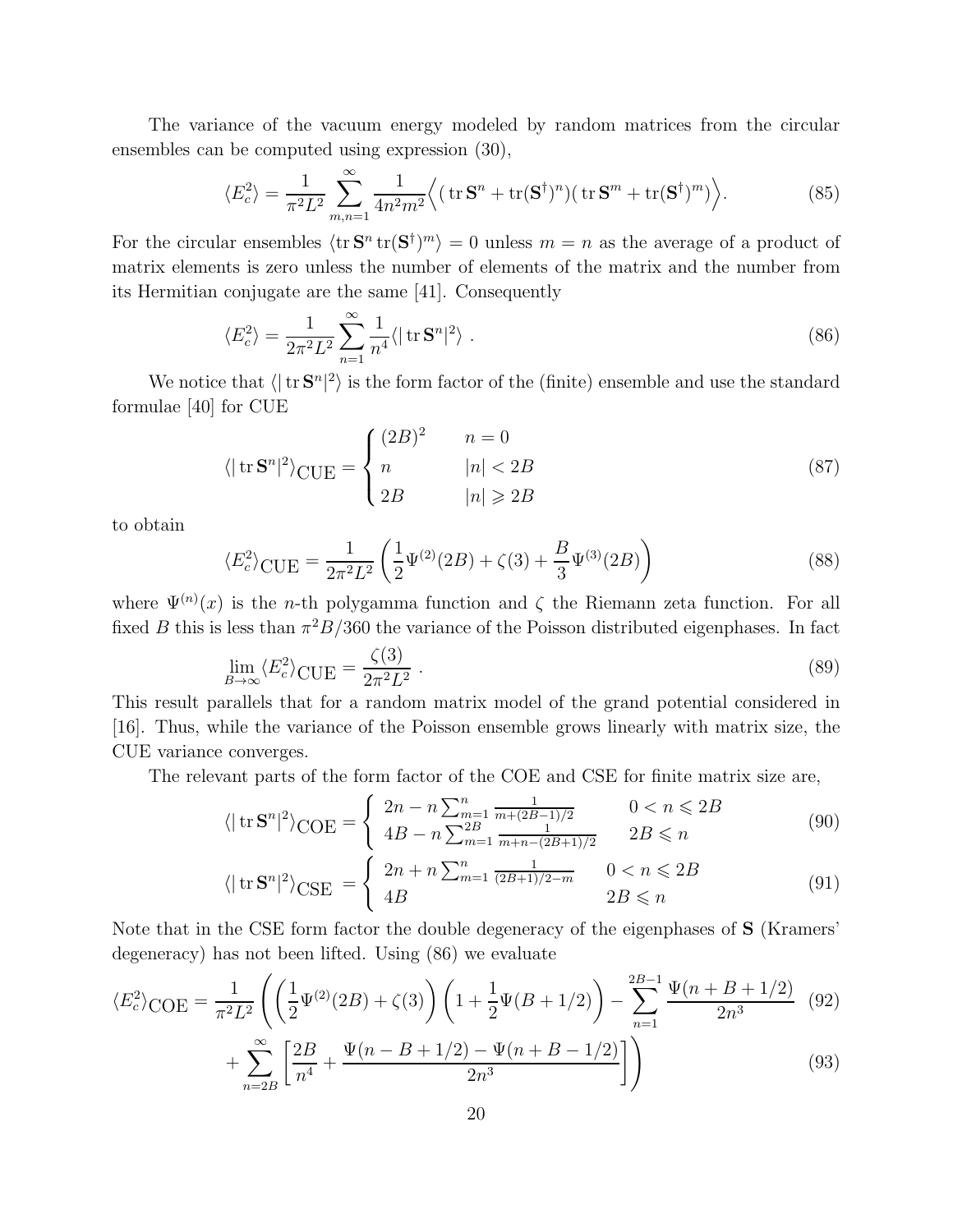The variance of the vacuum energy modeled by random matrices from the circular ensembles can be computed using expression (30),

$$\langle E_c^2 \rangle = \frac{1}{\pi^2 L^2} \sum_{m,n=1}^{\infty} \frac{1}{4n^2 m^2} \Big\langle \big( \operatorname{tr} \mathbf{S}^n + \operatorname{tr}(\mathbf{S}^\dagger)^n \big) \big( \operatorname{tr} \mathbf{S}^m + \operatorname{tr}(\mathbf{S}^\dagger)^m \big) \Big\rangle. \tag{85}$$

For the circular ensembles $\langle \operatorname{tr} \mathbf{S}^n \operatorname{tr}(\mathbf{S}^\dagger)^m \rangle = 0$ unless $m = n$ as the average of a product of matrix elements is zero unless the number of elements of the matrix and the number from its Hermitian conjugate are the same [41]. Consequently

$$\langle E_c^2 \rangle = \frac{1}{2\pi^2 L^2} \sum_{n=1}^{\infty} \frac{1}{n^4} \langle |\operatorname{tr} \mathbf{S}^n|^2 \rangle \ . \tag{86}$$

We notice that $\langle |\operatorname{tr} \mathbf{S}^n|^2 \rangle$ is the form factor of the (finite) ensemble and use the standard formulae [40] for CUE

$$\langle |\operatorname{tr} \mathbf{S}^n|^2 \rangle_{\mathrm{CUE}} = \begin{cases} (2B)^2 & n = 0 \\ n & |n| < 2B \\ 2B & |n| \geqslant 2B \end{cases} \tag{87}$$

to obtain

$$\langle E_c^2 \rangle_{\mathrm{CUE}} = \frac{1}{2\pi^2 L^2} \left( \frac{1}{2} \Psi^{(2)}(2B) + \zeta(3) + \frac{B}{3} \Psi^{(3)}(2B) \right) \tag{88}$$

where $\Psi^{(n)}(x)$ is the $n$-th polygamma function and $\zeta$ the Riemann zeta function. For all fixed $B$ this is less than $\pi^2 B/360$ the variance of the Poisson distributed eigenphases. In fact

$$\lim_{B \to \infty} \langle E_c^2 \rangle_{\mathrm{CUE}} = \frac{\zeta(3)}{2\pi^2 L^2} \ . \tag{89}$$

This result parallels that for a random matrix model of the grand potential considered in [16]. Thus, while the variance of the Poisson ensemble grows linearly with matrix size, the CUE variance converges.

The relevant parts of the form factor of the COE and CSE for finite matrix size are,

$$\langle |\operatorname{tr} \mathbf{S}^n|^2 \rangle_{\mathrm{COE}} = \begin{cases} 2n - n \sum_{m=1}^{n} \frac{1}{m + (2B-1)/2} & 0 < n \leqslant 2B \\ 4B - n \sum_{m=1}^{2B} \frac{1}{m + n - (2B+1)/2} & 2B \leqslant n \end{cases} \tag{90}$$

$$\langle |\operatorname{tr} \mathbf{S}^n|^2 \rangle_{\mathrm{CSE}} = \begin{cases} 2n + n \sum_{m=1}^{n} \frac{1}{(2B+1)/2 - m} & 0 < n \leqslant 2B \\ 4B & 2B \leqslant n \end{cases} \tag{91}$$

Note that in the CSE form factor the double degeneracy of the eigenphases of $\mathbf{S}$ (Kramers' degeneracy) has not been lifted. Using (86) we evaluate

$$\langle E_c^2 \rangle_{\mathrm{COE}} = \frac{1}{\pi^2 L^2} \left( \left( \frac{1}{2} \Psi^{(2)}(2B) + \zeta(3) \right) \left( 1 + \frac{1}{2} \Psi(B + 1/2) \right) - \sum_{n=1}^{2B-1} \frac{\Psi(n + B + 1/2)}{2n^3} \right. \tag{92}$$

$$\left. + \sum_{n=2B}^{\infty} \left[ \frac{2B}{n^4} + \frac{\Psi(n - B + 1/2) - \Psi(n + B - 1/2)}{2n^3} \right] \right) \tag{93}$$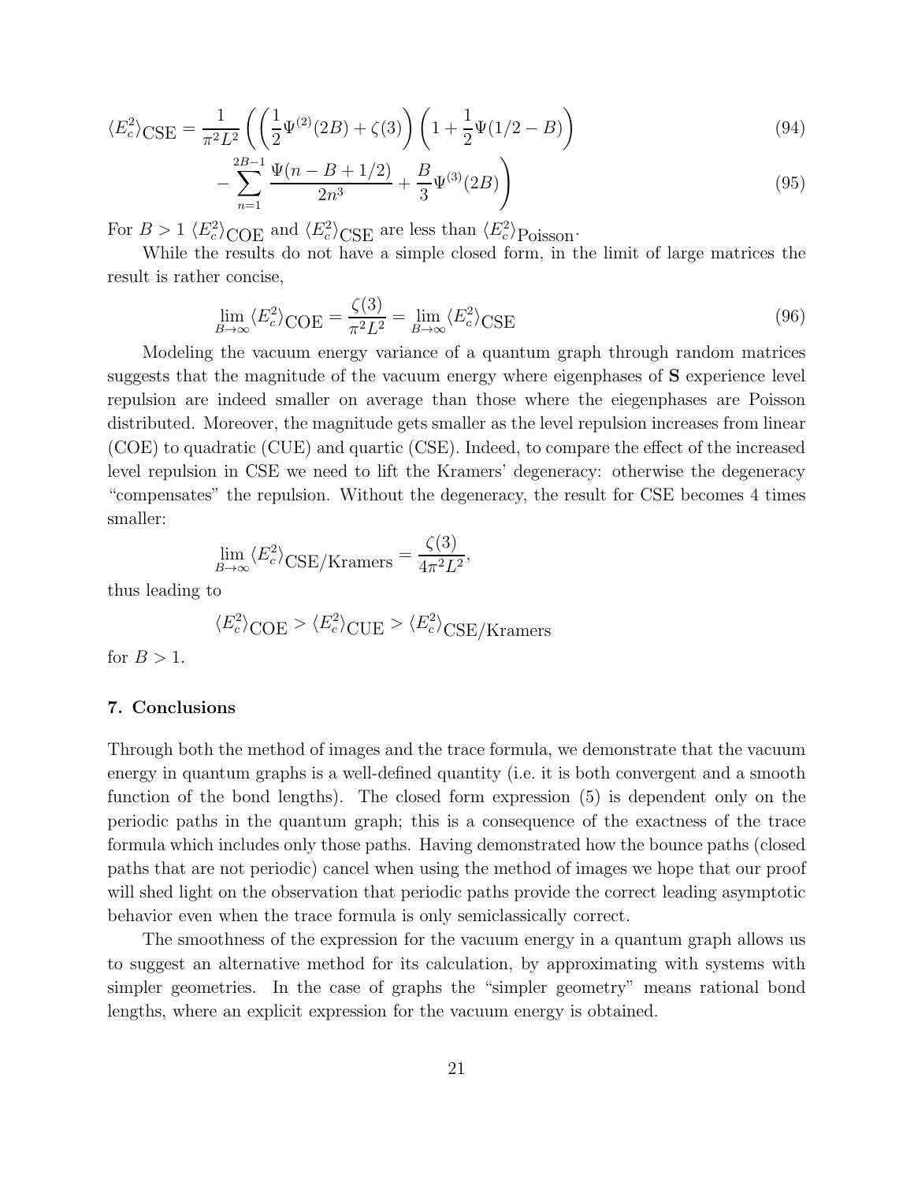$$\langle E_c^2 \rangle_{\text{CSE}} = \frac{1}{\pi^2 L^2} \left( \left( \frac{1}{2}\Psi^{(2)}(2B) + \zeta(3) \right) \left( 1 + \frac{1}{2}\Psi(1/2 - B) \right) \right. \tag{94}$$

$$\left. - \sum_{n=1}^{2B-1} \frac{\Psi(n - B + 1/2)}{2n^3} + \frac{B}{3}\Psi^{(3)}(2B) \right) \tag{95}$$

For $B > 1$ $\langle E_c^2 \rangle_{\text{COE}}$ and $\langle E_c^2 \rangle_{\text{CSE}}$ are less than $\langle E_c^2 \rangle_{\text{Poisson}}$.

While the results do not have a simple closed form, in the limit of large matrices the result is rather concise,

$$\lim_{B\to\infty} \langle E_c^2 \rangle_{\text{COE}} = \frac{\zeta(3)}{\pi^2 L^2} = \lim_{B\to\infty} \langle E_c^2 \rangle_{\text{CSE}} \tag{96}$$

Modeling the vacuum energy variance of a quantum graph through random matrices suggests that the magnitude of the vacuum energy where eigenphases of **S** experience level repulsion are indeed smaller on average than those where the eiegenphases are Poisson distributed. Moreover, the magnitude gets smaller as the level repulsion increases from linear (COE) to quadratic (CUE) and quartic (CSE). Indeed, to compare the effect of the increased level repulsion in CSE we need to lift the Kramers' degeneracy: otherwise the degeneracy "compensates" the repulsion. Without the degeneracy, the result for CSE becomes 4 times smaller:

$$\lim_{B\to\infty} \langle E_c^2 \rangle_{\text{CSE/Kramers}} = \frac{\zeta(3)}{4\pi^2 L^2},$$

thus leading to

$$\langle E_c^2 \rangle_{\text{COE}} > \langle E_c^2 \rangle_{\text{CUE}} > \langle E_c^2 \rangle_{\text{CSE/Kramers}}$$

for $B > 1$.

## 7. Conclusions

Through both the method of images and the trace formula, we demonstrate that the vacuum energy in quantum graphs is a well-defined quantity (i.e. it is both convergent and a smooth function of the bond lengths). The closed form expression (5) is dependent only on the periodic paths in the quantum graph; this is a consequence of the exactness of the trace formula which includes only those paths. Having demonstrated how the bounce paths (closed paths that are not periodic) cancel when using the method of images we hope that our proof will shed light on the observation that periodic paths provide the correct leading asymptotic behavior even when the trace formula is only semiclassically correct.

The smoothness of the expression for the vacuum energy in a quantum graph allows us to suggest an alternative method for its calculation, by approximating with systems with simpler geometries. In the case of graphs the "simpler geometry" means rational bond lengths, where an explicit expression for the vacuum energy is obtained.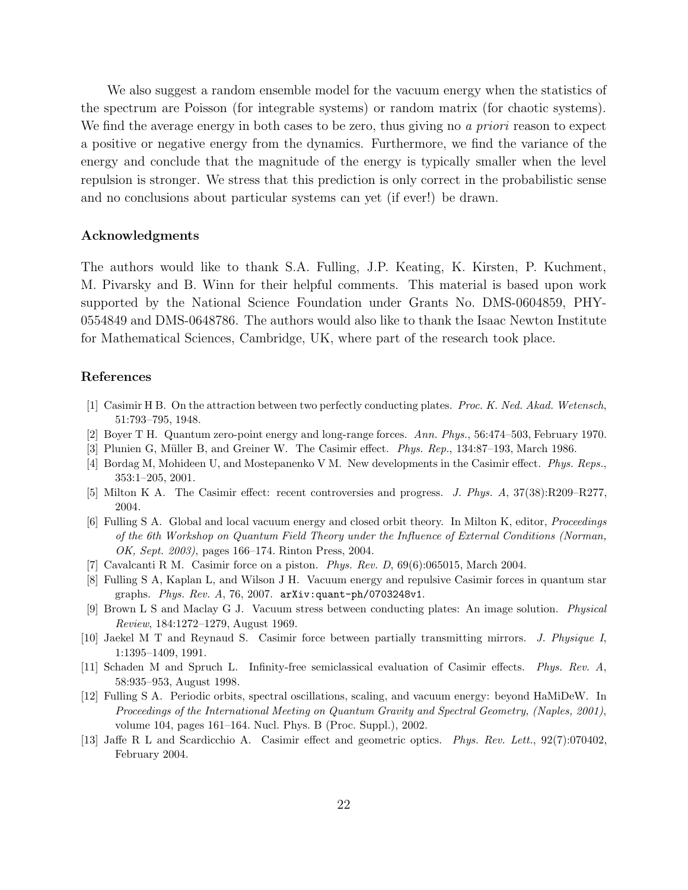We also suggest a random ensemble model for the vacuum energy when the statistics of the spectrum are Poisson (for integrable systems) or random matrix (for chaotic systems). We find the average energy in both cases to be zero, thus giving no *a priori* reason to expect a positive or negative energy from the dynamics. Furthermore, we find the variance of the energy and conclude that the magnitude of the energy is typically smaller when the level repulsion is stronger. We stress that this prediction is only correct in the probabilistic sense and no conclusions about particular systems can yet (if ever!) be drawn.

### Acknowledgments

The authors would like to thank S.A. Fulling, J.P. Keating, K. Kirsten, P. Kuchment, M. Pivarsky and B. Winn for their helpful comments. This material is based upon work supported by the National Science Foundation under Grants No. DMS-0604859, PHY-0554849 and DMS-0648786. The authors would also like to thank the Isaac Newton Institute for Mathematical Sciences, Cambridge, UK, where part of the research took place.

### References

[1] Casimir H B. On the attraction between two perfectly conducting plates. *Proc. K. Ned. Akad. Wetensch*, 51:793–795, 1948.

[2] Boyer T H. Quantum zero-point energy and long-range forces. *Ann. Phys.*, 56:474–503, February 1970.

[3] Plunien G, Müller B, and Greiner W. The Casimir effect. *Phys. Rep.*, 134:87–193, March 1986.

[4] Bordag M, Mohideen U, and Mostepanenko V M. New developments in the Casimir effect. *Phys. Reps.*, 353:1–205, 2001.

[5] Milton K A. The Casimir effect: recent controversies and progress. *J. Phys. A*, 37(38):R209–R277, 2004.

[6] Fulling S A. Global and local vacuum energy and closed orbit theory. In Milton K, editor, *Proceedings of the 6th Workshop on Quantum Field Theory under the Influence of External Conditions (Norman, OK, Sept. 2003)*, pages 166–174. Rinton Press, 2004.

[7] Cavalcanti R M. Casimir force on a piston. *Phys. Rev. D*, 69(6):065015, March 2004.

[8] Fulling S A, Kaplan L, and Wilson J H. Vacuum energy and repulsive Casimir forces in quantum star graphs. *Phys. Rev. A*, 76, 2007. arXiv:quant-ph/0703248v1.

[9] Brown L S and Maclay G J. Vacuum stress between conducting plates: An image solution. *Physical Review*, 184:1272–1279, August 1969.

[10] Jaekel M T and Reynaud S. Casimir force between partially transmitting mirrors. *J. Physique I*, 1:1395–1409, 1991.

[11] Schaden M and Spruch L. Infinity-free semiclassical evaluation of Casimir effects. *Phys. Rev. A*, 58:935–953, August 1998.

[12] Fulling S A. Periodic orbits, spectral oscillations, scaling, and vacuum energy: beyond HaMiDeW. In *Proceedings of the International Meeting on Quantum Gravity and Spectral Geometry, (Naples, 2001)*, volume 104, pages 161–164. Nucl. Phys. B (Proc. Suppl.), 2002.

[13] Jaffe R L and Scardicchio A. Casimir effect and geometric optics. *Phys. Rev. Lett.*, 92(7):070402, February 2004.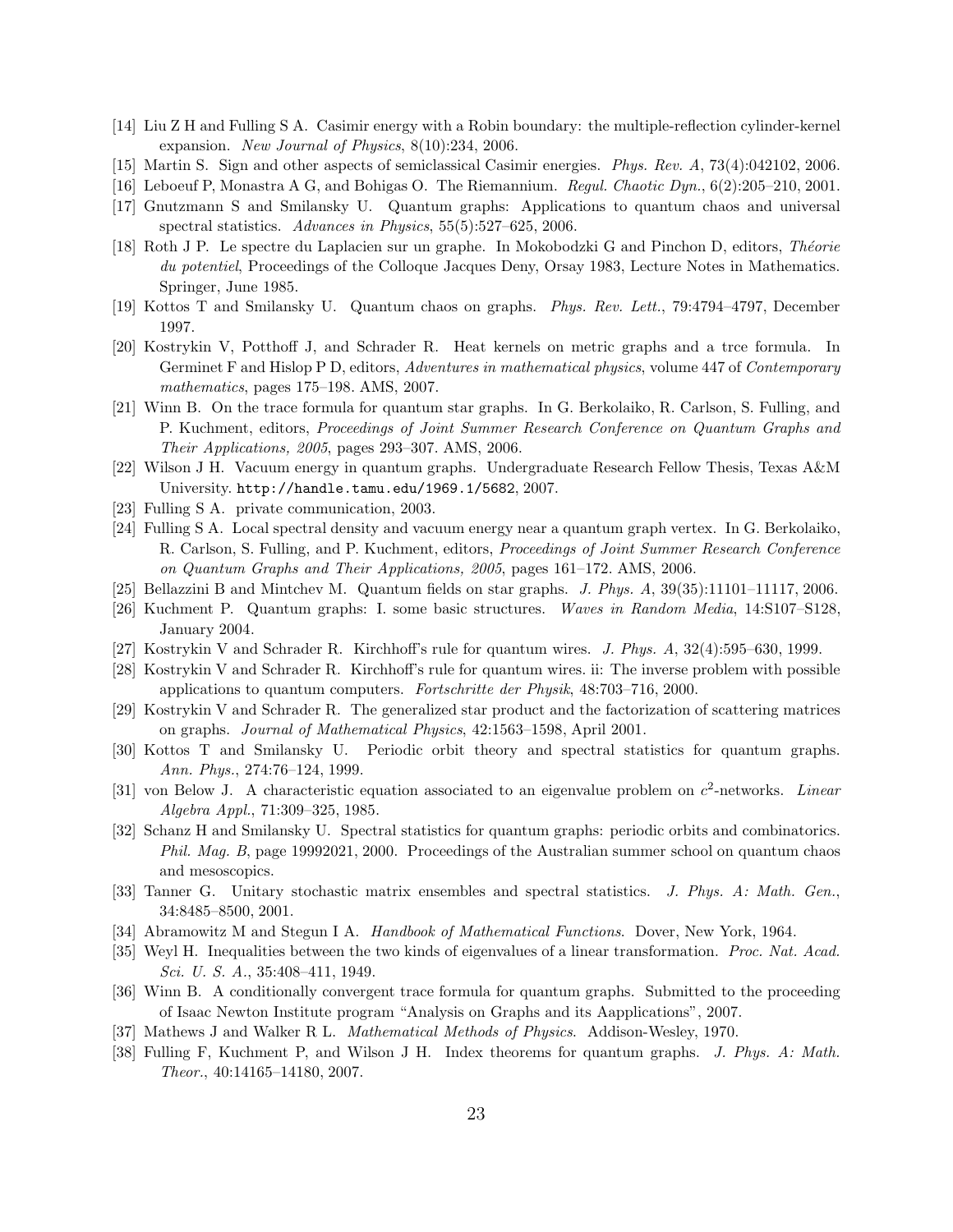[14] Liu Z H and Fulling S A. Casimir energy with a Robin boundary: the multiple-reflection cylinder-kernel expansion. *New Journal of Physics*, 8(10):234, 2006.

[15] Martin S. Sign and other aspects of semiclassical Casimir energies. *Phys. Rev. A*, 73(4):042102, 2006.

[16] Leboeuf P, Monastra A G, and Bohigas O. The Riemannium. *Regul. Chaotic Dyn.*, 6(2):205–210, 2001.

[17] Gnutzmann S and Smilansky U. Quantum graphs: Applications to quantum chaos and universal spectral statistics. *Advances in Physics*, 55(5):527–625, 2006.

[18] Roth J P. Le spectre du Laplacien sur un graphe. In Mokobodzki G and Pinchon D, editors, *Théorie du potentiel*, Proceedings of the Colloque Jacques Deny, Orsay 1983, Lecture Notes in Mathematics. Springer, June 1985.

[19] Kottos T and Smilansky U. Quantum chaos on graphs. *Phys. Rev. Lett.*, 79:4794–4797, December 1997.

[20] Kostrykin V, Potthoff J, and Schrader R. Heat kernels on metric graphs and a trce formula. In Germinet F and Hislop P D, editors, *Adventures in mathematical physics*, volume 447 of *Contemporary mathematics*, pages 175–198. AMS, 2007.

[21] Winn B. On the trace formula for quantum star graphs. In G. Berkolaiko, R. Carlson, S. Fulling, and P. Kuchment, editors, *Proceedings of Joint Summer Research Conference on Quantum Graphs and Their Applications, 2005*, pages 293–307. AMS, 2006.

[22] Wilson J H. Vacuum energy in quantum graphs. Undergraduate Research Fellow Thesis, Texas A&M University. http://handle.tamu.edu/1969.1/5682, 2007.

[23] Fulling S A. private communication, 2003.

[24] Fulling S A. Local spectral density and vacuum energy near a quantum graph vertex. In G. Berkolaiko, R. Carlson, S. Fulling, and P. Kuchment, editors, *Proceedings of Joint Summer Research Conference on Quantum Graphs and Their Applications, 2005*, pages 161–172. AMS, 2006.

[25] Bellazzini B and Mintchev M. Quantum fields on star graphs. *J. Phys. A*, 39(35):11101–11117, 2006.

[26] Kuchment P. Quantum graphs: I. some basic structures. *Waves in Random Media*, 14:S107–S128, January 2004.

[27] Kostrykin V and Schrader R. Kirchhoff's rule for quantum wires. *J. Phys. A*, 32(4):595–630, 1999.

[28] Kostrykin V and Schrader R. Kirchhoff's rule for quantum wires. ii: The inverse problem with possible applications to quantum computers. *Fortschritte der Physik*, 48:703–716, 2000.

[29] Kostrykin V and Schrader R. The generalized star product and the factorization of scattering matrices on graphs. *Journal of Mathematical Physics*, 42:1563–1598, April 2001.

[30] Kottos T and Smilansky U. Periodic orbit theory and spectral statistics for quantum graphs. *Ann. Phys.*, 274:76–124, 1999.

[31] von Below J. A characteristic equation associated to an eigenvalue problem on $c^2$-networks. *Linear Algebra Appl.*, 71:309–325, 1985.

[32] Schanz H and Smilansky U. Spectral statistics for quantum graphs: periodic orbits and combinatorics. *Phil. Mag. B*, page 19992021, 2000. Proceedings of the Australian summer school on quantum chaos and mesoscopics.

[33] Tanner G. Unitary stochastic matrix ensembles and spectral statistics. *J. Phys. A: Math. Gen.*, 34:8485–8500, 2001.

[34] Abramowitz M and Stegun I A. *Handbook of Mathematical Functions*. Dover, New York, 1964.

[35] Weyl H. Inequalities between the two kinds of eigenvalues of a linear transformation. *Proc. Nat. Acad. Sci. U. S. A.*, 35:408–411, 1949.

[36] Winn B. A conditionally convergent trace formula for quantum graphs. Submitted to the proceeding of Isaac Newton Institute program "Analysis on Graphs and its Aapplications", 2007.

[37] Mathews J and Walker R L. *Mathematical Methods of Physics*. Addison-Wesley, 1970.

[38] Fulling F, Kuchment P, and Wilson J H. Index theorems for quantum graphs. *J. Phys. A: Math. Theor.*, 40:14165–14180, 2007.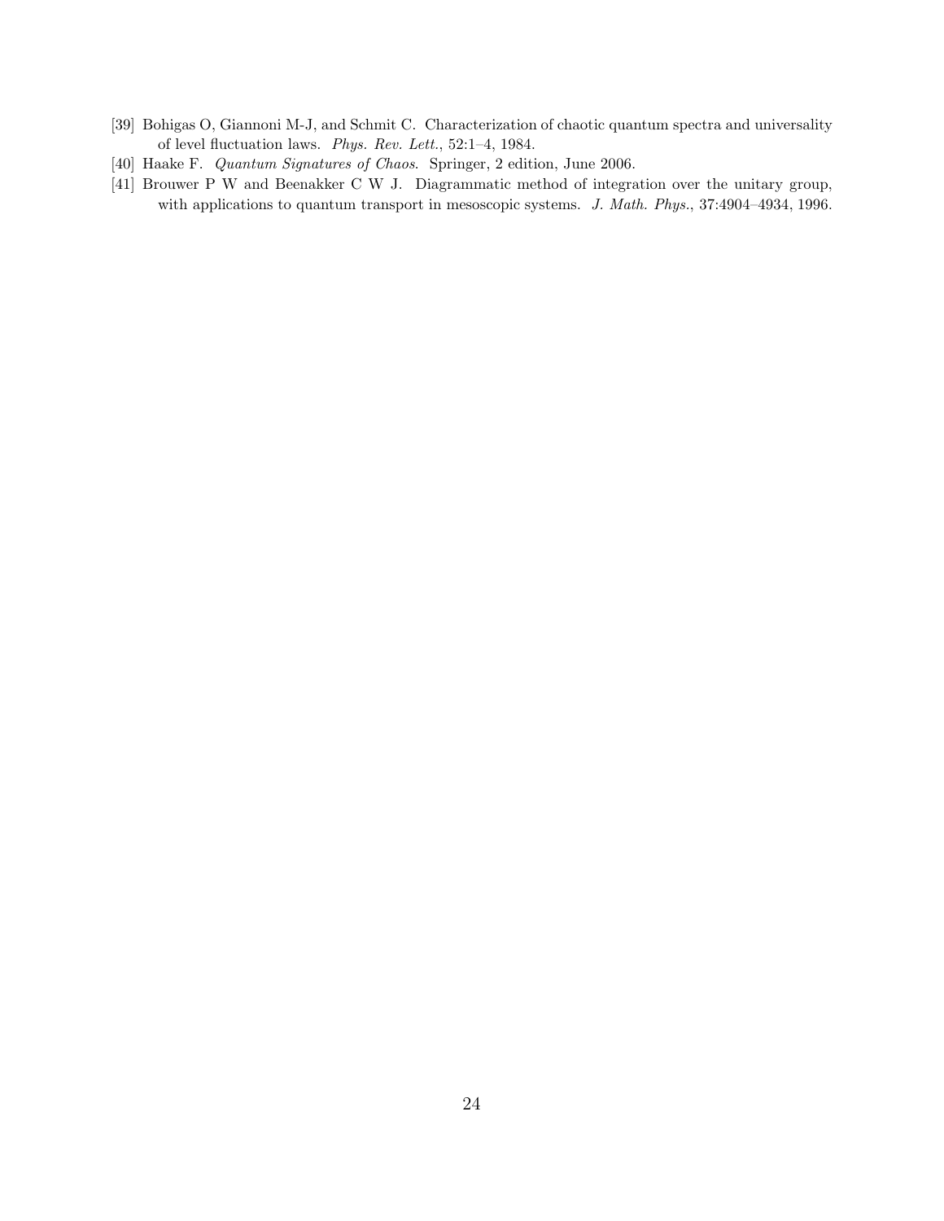[39] Bohigas O, Giannoni M-J, and Schmit C. Characterization of chaotic quantum spectra and universality of level fluctuation laws. *Phys. Rev. Lett.*, 52:1–4, 1984.

[40] Haake F. *Quantum Signatures of Chaos*. Springer, 2 edition, June 2006.

[41] Brouwer P W and Beenakker C W J. Diagrammatic method of integration over the unitary group, with applications to quantum transport in mesoscopic systems. *J. Math. Phys.*, 37:4904–4934, 1996.